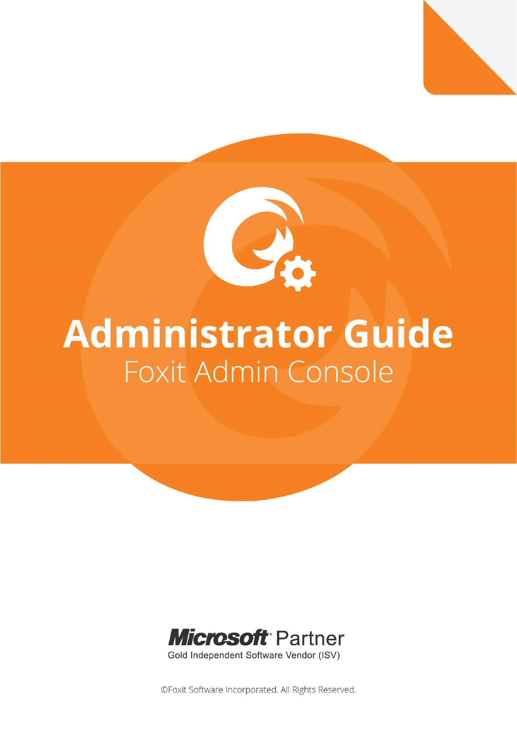# Administrator Guide

## Foxit Admin Console

**Microsoft** Partner

Gold Independent Software Vendor (ISV)

©Foxit Software Incorporated. All Rights Reserved.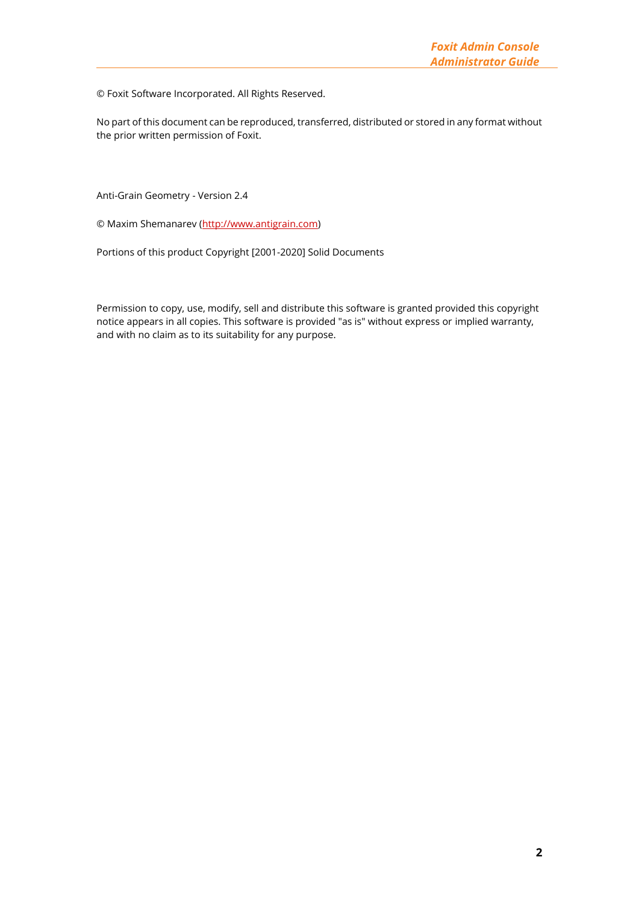© Foxit Software Incorporated. All Rights Reserved.

No part of this document can be reproduced, transferred, distributed or stored in any format without the prior written permission of Foxit.

Anti-Grain Geometry - Version 2.4

© Maxim Shemanarev (http://www.antigrain.com)

Portions of this product Copyright [2001-2020] Solid Documents

Permission to copy, use, modify, sell and distribute this software is granted provided this copyright notice appears in all copies. This software is provided "as is" without express or implied warranty, and with no claim as to its suitability for any purpose.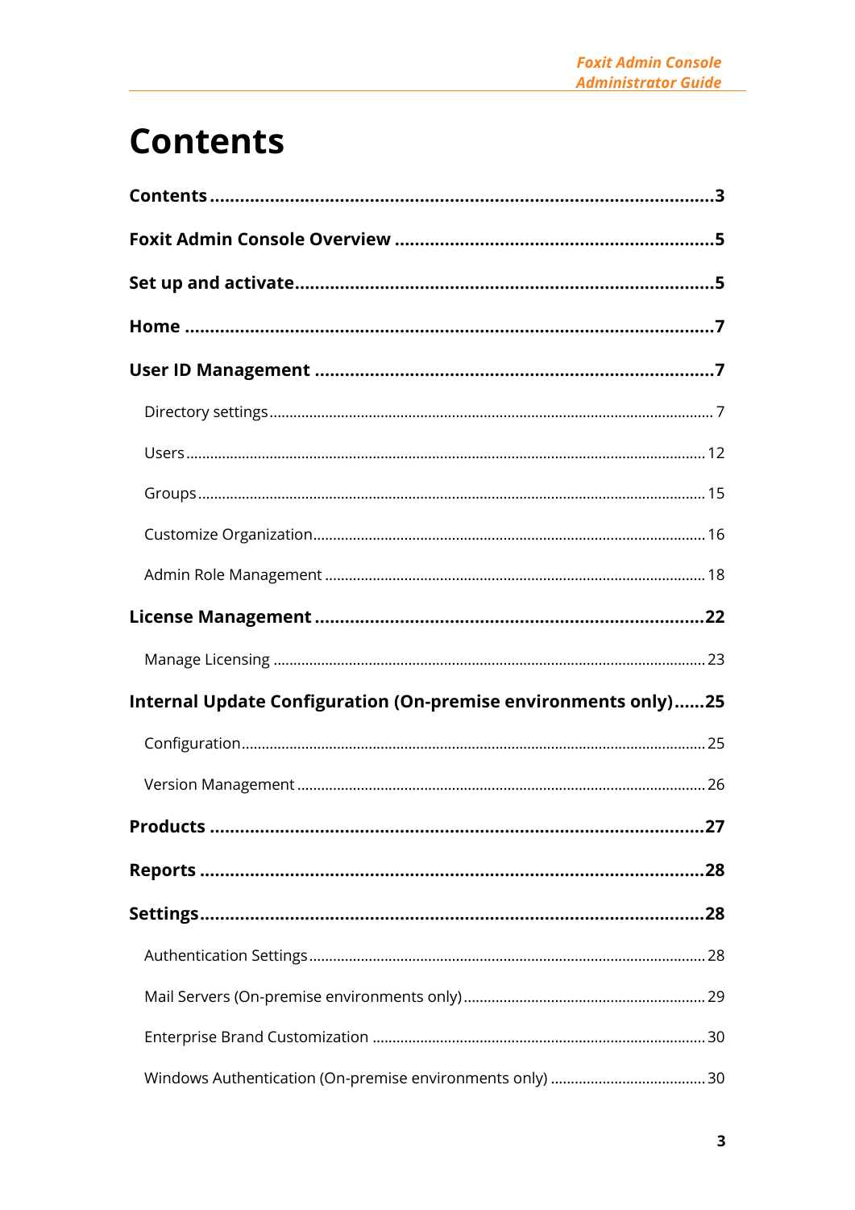# Contents

**Contents** .......................................................................................3

**Foxit Admin Console Overview** ................................................................5

**Set up and activate**.................................................................................5

**Home** ........................................................................................................7

**User ID Management** ...............................................................................7

Directory settings............................................................................................7

Users...............................................................................................................12

Groups............................................................................................................15

Customize Organization.................................................................................16

Admin Role Management ..............................................................................18

**License Management** .............................................................................22

Manage Licensing ...........................................................................................23

**Internal Update Configuration (On-premise environments only)**......25

Configuration...................................................................................................25

Version Management .....................................................................................26

**Products** .................................................................................................27

**Reports** ...................................................................................................28

**Settings**...................................................................................................28

Authentication Settings..................................................................................28

Mail Servers (On-premise environments only)...........................................29

Enterprise Brand Customization ..................................................................30

Windows Authentication (On-premise environments only) .......................30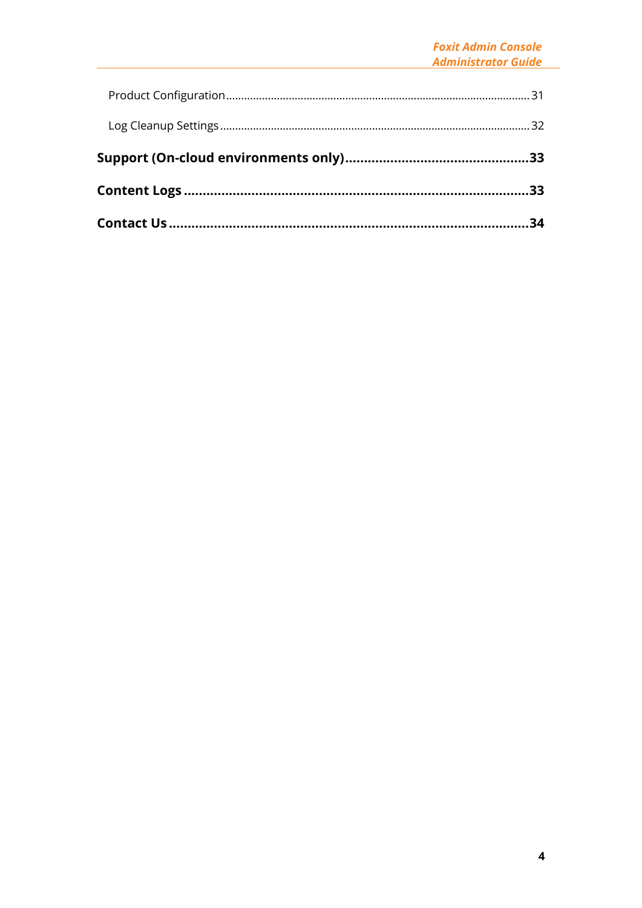Product Configuration ........................................................................................................ 31

Log Cleanup Settings ......................................................................................................... 32

**Support (On-cloud environments only) ................................................ 33**

**Content Logs ........................................................................................... 33**

**Contact Us ................................................................................................ 34**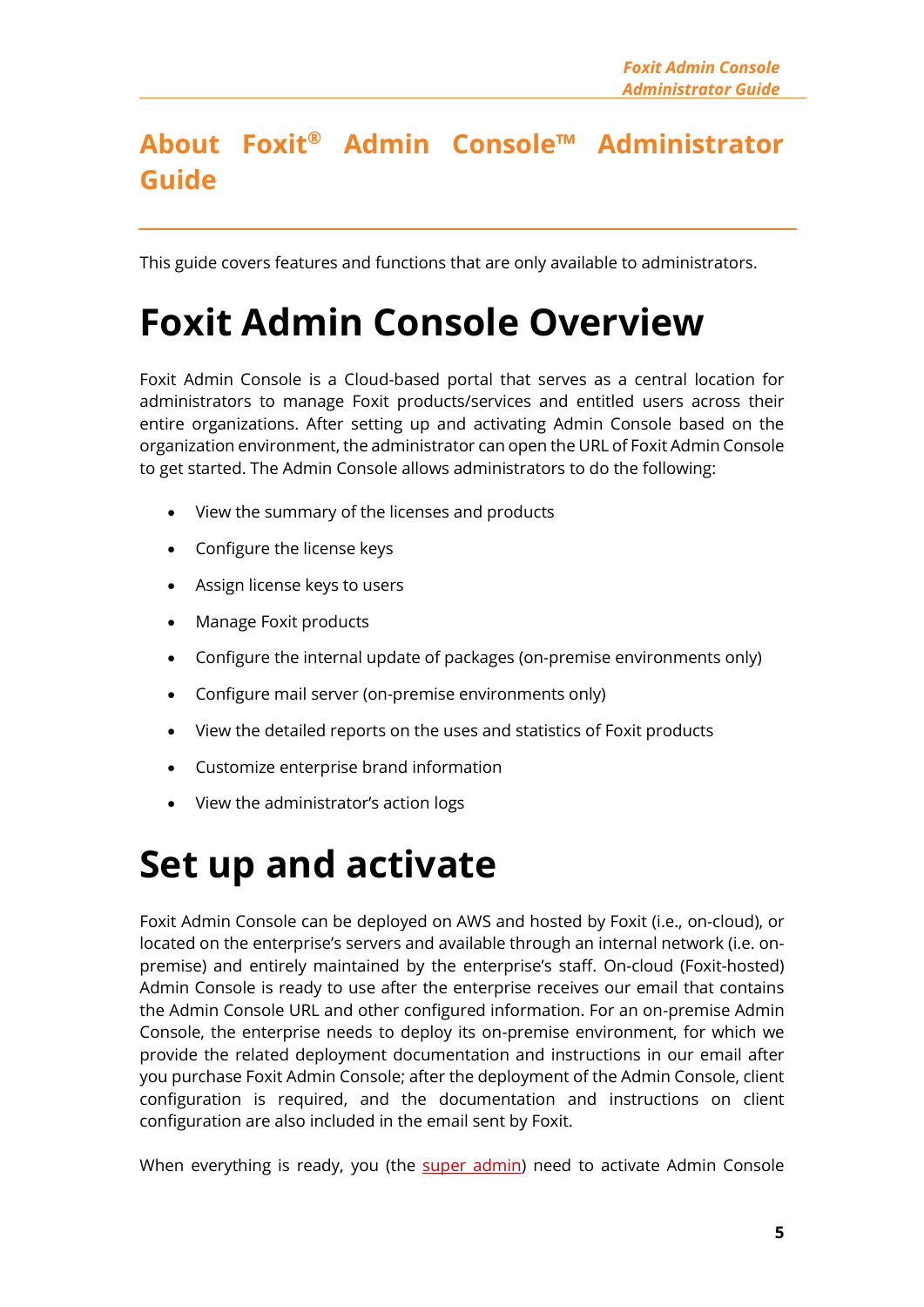# About Foxit® Admin Console™ Administrator Guide

This guide covers features and functions that are only available to administrators.

# Foxit Admin Console Overview

Foxit Admin Console is a Cloud-based portal that serves as a central location for administrators to manage Foxit products/services and entitled users across their entire organizations. After setting up and activating Admin Console based on the organization environment, the administrator can open the URL of Foxit Admin Console to get started. The Admin Console allows administrators to do the following:

- View the summary of the licenses and products
- Configure the license keys
- Assign license keys to users
- Manage Foxit products
- Configure the internal update of packages (on-premise environments only)
- Configure mail server (on-premise environments only)
- View the detailed reports on the uses and statistics of Foxit products
- Customize enterprise brand information
- View the administrator's action logs

# Set up and activate

Foxit Admin Console can be deployed on AWS and hosted by Foxit (i.e., on-cloud), or located on the enterprise's servers and available through an internal network (i.e. on-premise) and entirely maintained by the enterprise's staff. On-cloud (Foxit-hosted) Admin Console is ready to use after the enterprise receives our email that contains the Admin Console URL and other configured information. For an on-premise Admin Console, the enterprise needs to deploy its on-premise environment, for which we provide the related deployment documentation and instructions in our email after you purchase Foxit Admin Console; after the deployment of the Admin Console, client configuration is required, and the documentation and instructions on client configuration are also included in the email sent by Foxit.

When everything is ready, you (the super admin) need to activate Admin Console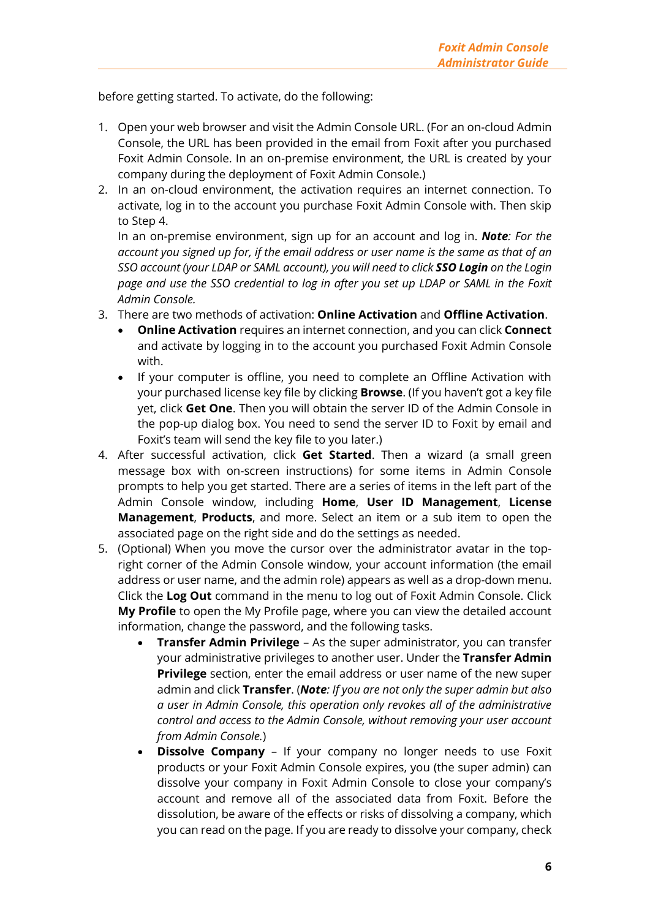before getting started. To activate, do the following:

1. Open your web browser and visit the Admin Console URL. (For an on-cloud Admin Console, the URL has been provided in the email from Foxit after you purchased Foxit Admin Console. In an on-premise environment, the URL is created by your company during the deployment of Foxit Admin Console.)
2. In an on-cloud environment, the activation requires an internet connection. To activate, log in to the account you purchase Foxit Admin Console with. Then skip to Step 4.
   In an on-premise environment, sign up for an account and log in. ***Note****: For the account you signed up for, if the email address or user name is the same as that of an SSO account (your LDAP or SAML account), you will need to click* ***SSO Login*** *on the Login page and use the SSO credential to log in after you set up LDAP or SAML in the Foxit Admin Console.*
3. There are two methods of activation: **Online Activation** and **Offline Activation**.
   - **Online Activation** requires an internet connection, and you can click **Connect** and activate by logging in to the account you purchased Foxit Admin Console with.
   - If your computer is offline, you need to complete an Offline Activation with your purchased license key file by clicking **Browse**. (If you haven't got a key file yet, click **Get One**. Then you will obtain the server ID of the Admin Console in the pop-up dialog box. You need to send the server ID to Foxit by email and Foxit's team will send the key file to you later.)
4. After successful activation, click **Get Started**. Then a wizard (a small green message box with on-screen instructions) for some items in Admin Console prompts to help you get started. There are a series of items in the left part of the Admin Console window, including **Home**, **User ID Management**, **License Management**, **Products**, and more. Select an item or a sub item to open the associated page on the right side and do the settings as needed.
5. (Optional) When you move the cursor over the administrator avatar in the top-right corner of the Admin Console window, your account information (the email address or user name, and the admin role) appears as well as a drop-down menu. Click the **Log Out** command in the menu to log out of Foxit Admin Console. Click **My Profile** to open the My Profile page, where you can view the detailed account information, change the password, and the following tasks.
   - **Transfer Admin Privilege** – As the super administrator, you can transfer your administrative privileges to another user. Under the **Transfer Admin Privilege** section, enter the email address or user name of the new super admin and click **Transfer**. (***Note****: If you are not only the super admin but also a user in Admin Console, this operation only revokes all of the administrative control and access to the Admin Console, without removing your user account from Admin Console.*)
   - **Dissolve Company** – If your company no longer needs to use Foxit products or your Foxit Admin Console expires, you (the super admin) can dissolve your company in Foxit Admin Console to close your company's account and remove all of the associated data from Foxit. Before the dissolution, be aware of the effects or risks of dissolving a company, which you can read on the page. If you are ready to dissolve your company, check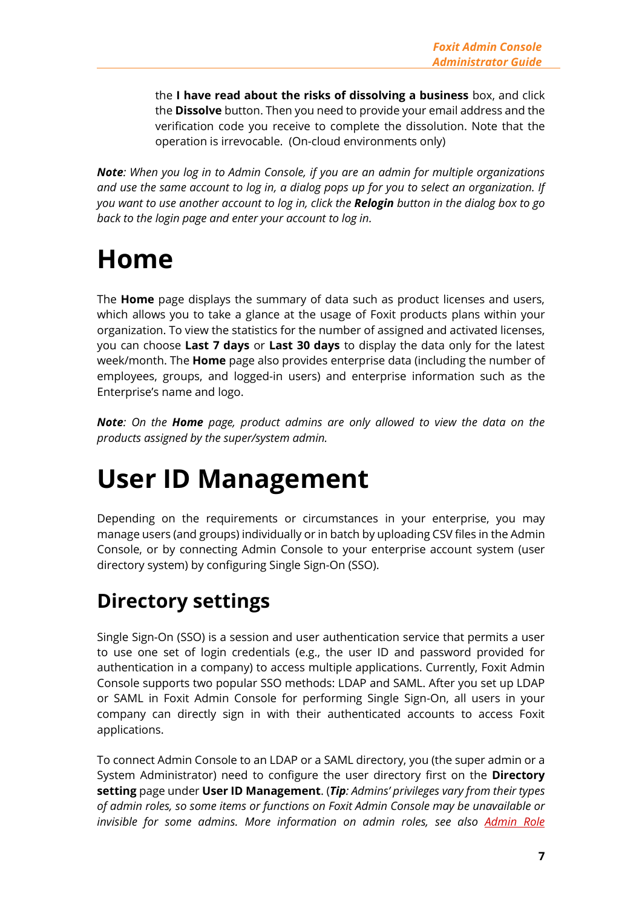the **I have read about the risks of dissolving a business** box, and click the **Dissolve** button. Then you need to provide your email address and the verification code you receive to complete the dissolution. Note that the operation is irrevocable. (On-cloud environments only)

***Note**: When you log in to Admin Console, if you are an admin for multiple organizations and use the same account to log in, a dialog pops up for you to select an organization. If you want to use another account to log in, click the **Relogin** button in the dialog box to go back to the login page and enter your account to log in.*

# Home

The **Home** page displays the summary of data such as product licenses and users, which allows you to take a glance at the usage of Foxit products plans within your organization. To view the statistics for the number of assigned and activated licenses, you can choose **Last 7 days** or **Last 30 days** to display the data only for the latest week/month. The **Home** page also provides enterprise data (including the number of employees, groups, and logged-in users) and enterprise information such as the Enterprise's name and logo.

***Note**: On the **Home** page, product admins are only allowed to view the data on the products assigned by the super/system admin.*

# User ID Management

Depending on the requirements or circumstances in your enterprise, you may manage users (and groups) individually or in batch by uploading CSV files in the Admin Console, or by connecting Admin Console to your enterprise account system (user directory system) by configuring Single Sign-On (SSO).

## Directory settings

Single Sign-On (SSO) is a session and user authentication service that permits a user to use one set of login credentials (e.g., the user ID and password provided for authentication in a company) to access multiple applications. Currently, Foxit Admin Console supports two popular SSO methods: LDAP and SAML. After you set up LDAP or SAML in Foxit Admin Console for performing Single Sign-On, all users in your company can directly sign in with their authenticated accounts to access Foxit applications.

To connect Admin Console to an LDAP or a SAML directory, you (the super admin or a System Administrator) need to configure the user directory first on the **Directory setting** page under **User ID Management**. (***Tip**: Admins' privileges vary from their types of admin roles, so some items or functions on Foxit Admin Console may be unavailable or invisible for some admins. More information on admin roles, see also Admin Role*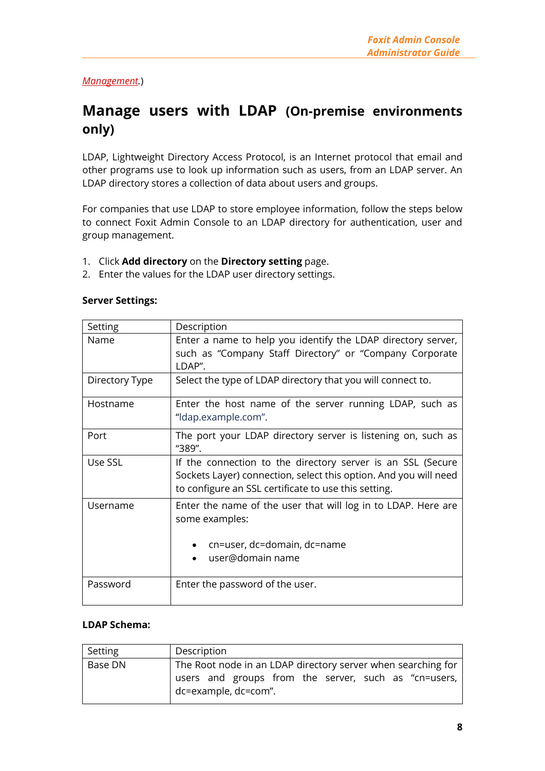Management.)

## Manage users with LDAP (On-premise environments only)

LDAP, Lightweight Directory Access Protocol, is an Internet protocol that email and other programs use to look up information such as users, from an LDAP server. An LDAP directory stores a collection of data about users and groups.

For companies that use LDAP to store employee information, follow the steps below to connect Foxit Admin Console to an LDAP directory for authentication, user and group management.

1. Click **Add directory** on the **Directory setting** page.
2. Enter the values for the LDAP user directory settings.

**Server Settings:**

| Setting | Description |
|---|---|
| Name | Enter a name to help you identify the LDAP directory server, such as “Company Staff Directory” or “Company Corporate LDAP”. |
| Directory Type | Select the type of LDAP directory that you will connect to. |
| Hostname | Enter the host name of the server running LDAP, such as “ldap.example.com”. |
| Port | The port your LDAP directory server is listening on, such as “389”. |
| Use SSL | If the connection to the directory server is an SSL (Secure Sockets Layer) connection, select this option. And you will need to configure an SSL certificate to use this setting. |
| Username | Enter the name of the user that will log in to LDAP. Here are some examples:<br>• cn=user, dc=domain, dc=name<br>• user@domain name |
| Password | Enter the password of the user. |

**LDAP Schema:**

| Setting | Description |
|---|---|
| Base DN | The Root node in an LDAP directory server when searching for users and groups from the server, such as “cn=users, dc=example, dc=com”. |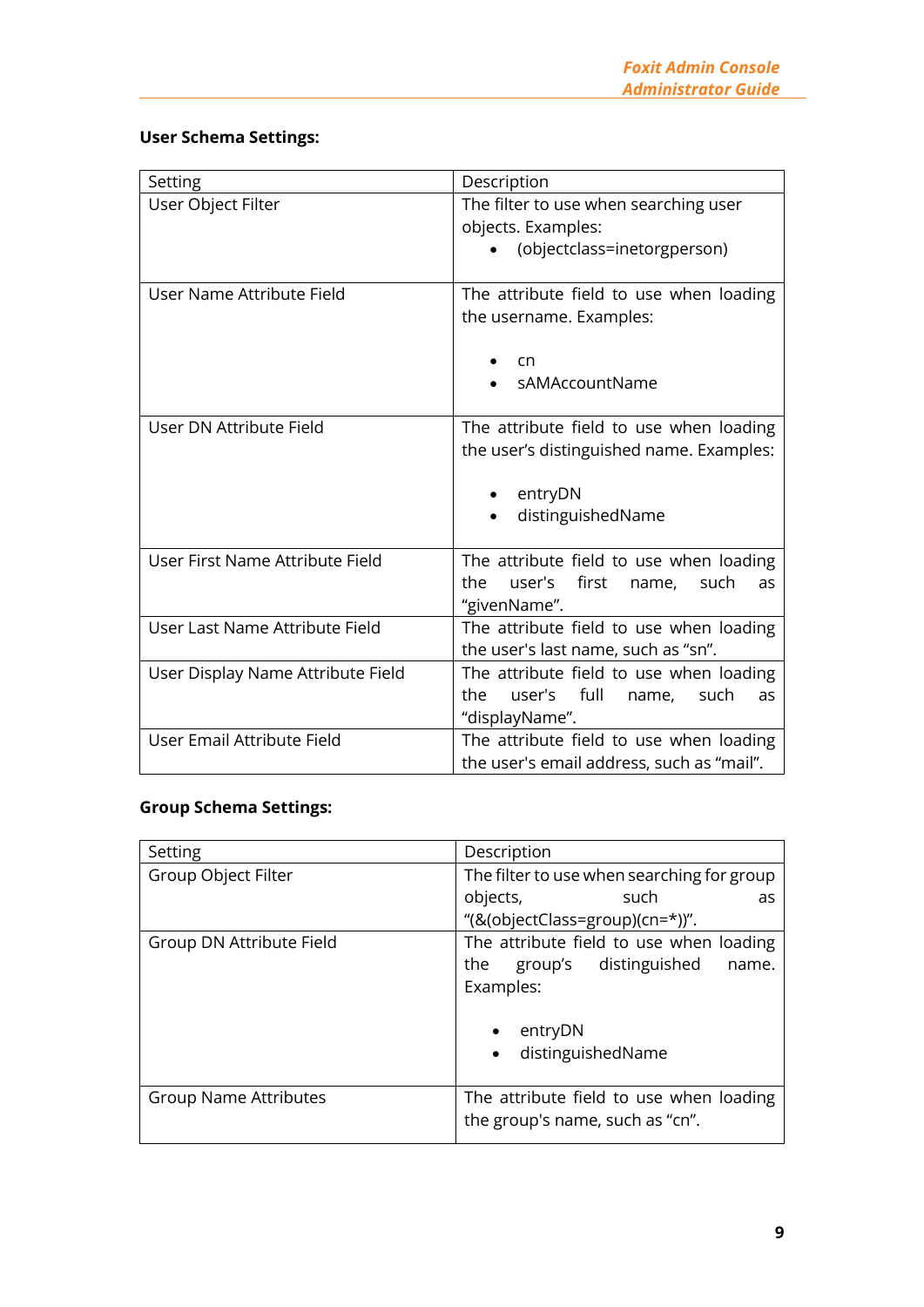**User Schema Settings:**

| Setting | Description |
|---|---|
| User Object Filter | The filter to use when searching user objects. Examples: <br>• (objectclass=inetorgperson) |
| User Name Attribute Field | The attribute field to use when loading the username. Examples: <br>• cn <br>• sAMAccountName |
| User DN Attribute Field | The attribute field to use when loading the user's distinguished name. Examples: <br>• entryDN <br>• distinguishedName |
| User First Name Attribute Field | The attribute field to use when loading the user's first name, such as "givenName". |
| User Last Name Attribute Field | The attribute field to use when loading the user's last name, such as "sn". |
| User Display Name Attribute Field | The attribute field to use when loading the user's full name, such as "displayName". |
| User Email Attribute Field | The attribute field to use when loading the user's email address, such as "mail". |

**Group Schema Settings:**

| Setting | Description |
|---|---|
| Group Object Filter | The filter to use when searching for group objects, such as "(&(objectClass=group)(cn=*))". |
| Group DN Attribute Field | The attribute field to use when loading the group's distinguished name. Examples: <br>• entryDN <br>• distinguishedName |
| Group Name Attributes | The attribute field to use when loading the group's name, such as "cn". |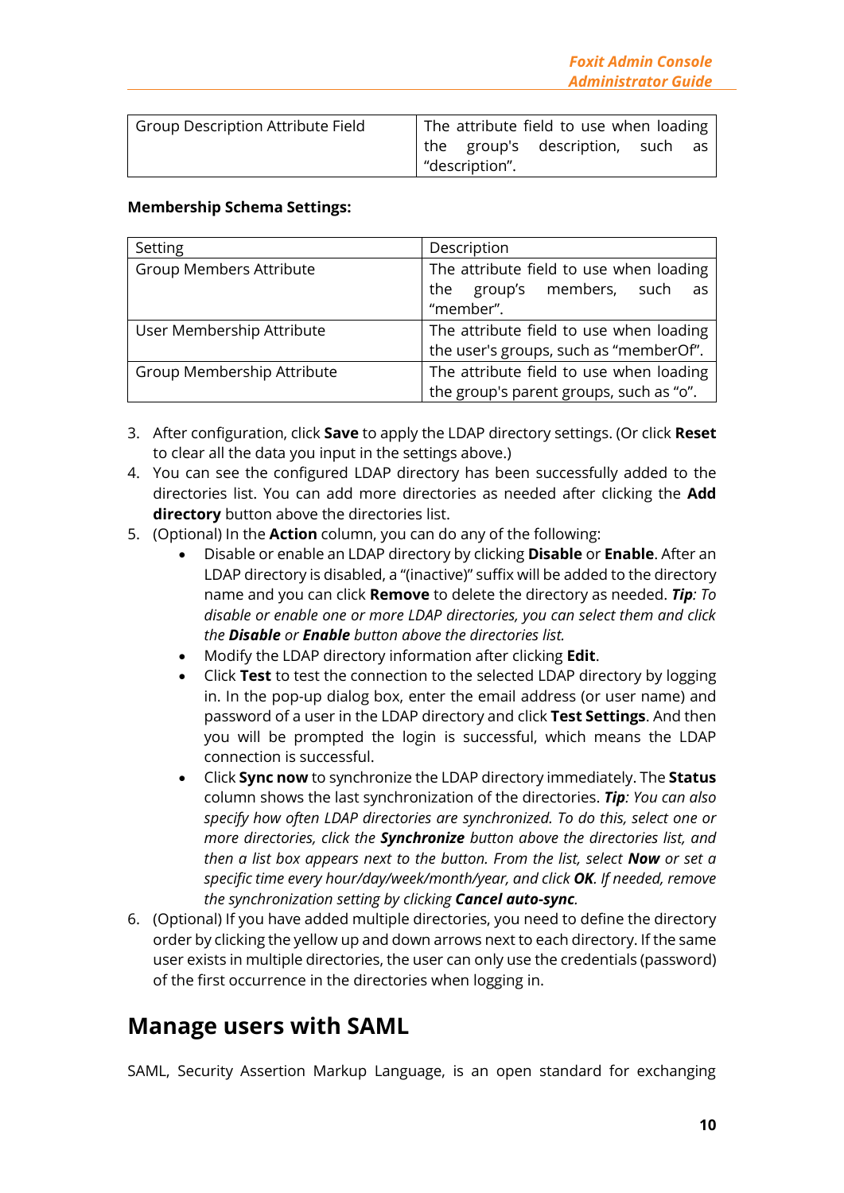| Group Description Attribute Field | The attribute field to use when loading the group's description, such as "description". |
| --- | --- |

**Membership Schema Settings:**

| Setting | Description |
| --- | --- |
| Group Members Attribute | The attribute field to use when loading the group's members, such as "member". |
| User Membership Attribute | The attribute field to use when loading the user's groups, such as "memberOf". |
| Group Membership Attribute | The attribute field to use when loading the group's parent groups, such as "o". |

3. After configuration, click **Save** to apply the LDAP directory settings. (Or click **Reset** to clear all the data you input in the settings above.)
4. You can see the configured LDAP directory has been successfully added to the directories list. You can add more directories as needed after clicking the **Add directory** button above the directories list.
5. (Optional) In the **Action** column, you can do any of the following:
   - Disable or enable an LDAP directory by clicking **Disable** or **Enable**. After an LDAP directory is disabled, a "(inactive)" suffix will be added to the directory name and you can click **Remove** to delete the directory as needed. ***Tip****: To disable or enable one or more LDAP directories, you can select them and click the* ***Disable*** *or* ***Enable*** *button above the directories list.*
   - Modify the LDAP directory information after clicking **Edit**.
   - Click **Test** to test the connection to the selected LDAP directory by logging in. In the pop-up dialog box, enter the email address (or user name) and password of a user in the LDAP directory and click **Test Settings**. And then you will be prompted the login is successful, which means the LDAP connection is successful.
   - Click **Sync now** to synchronize the LDAP directory immediately. The **Status** column shows the last synchronization of the directories. ***Tip****: You can also specify how often LDAP directories are synchronized. To do this, select one or more directories, click the* ***Synchronize*** *button above the directories list, and then a list box appears next to the button. From the list, select* ***Now*** *or set a specific time every hour/day/week/month/year, and click* ***OK****. If needed, remove the synchronization setting by clicking* ***Cancel auto-sync****.*
6. (Optional) If you have added multiple directories, you need to define the directory order by clicking the yellow up and down arrows next to each directory. If the same user exists in multiple directories, the user can only use the credentials (password) of the first occurrence in the directories when logging in.

## Manage users with SAML

SAML, Security Assertion Markup Language, is an open standard for exchanging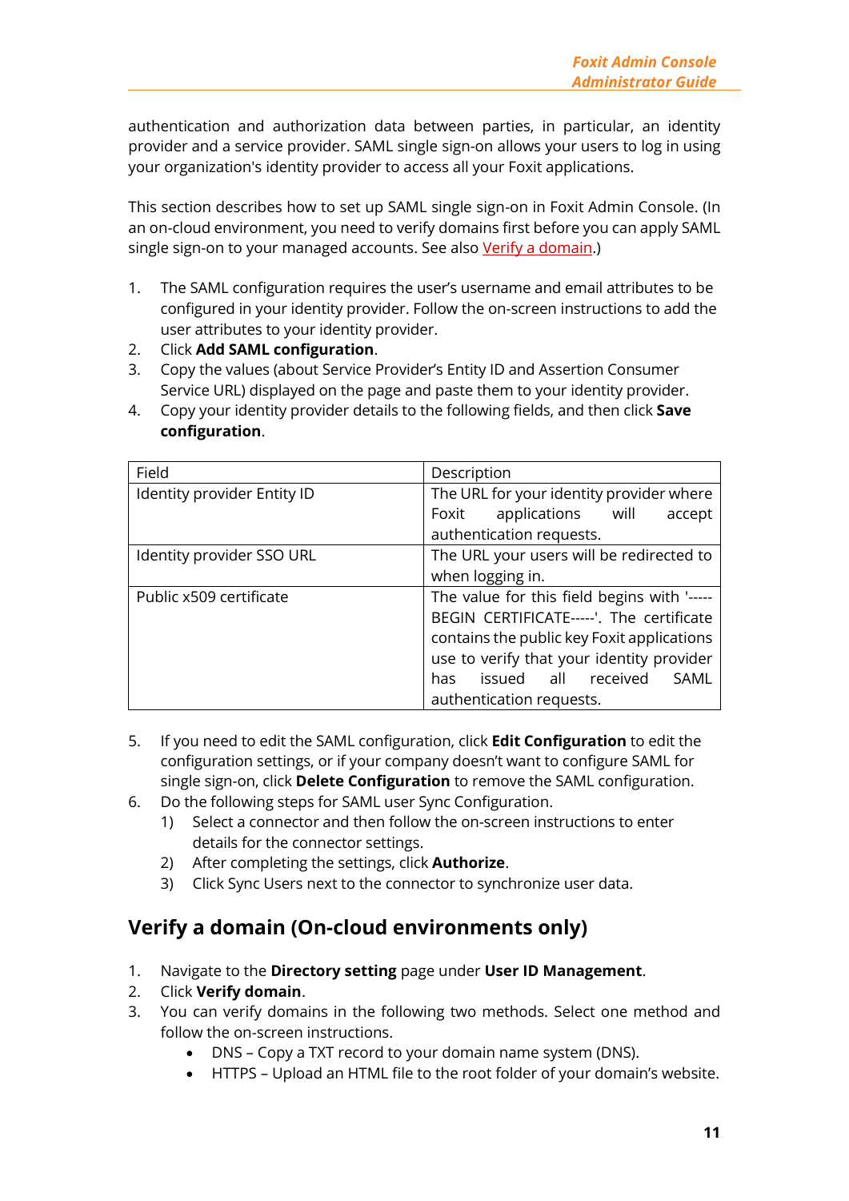authentication and authorization data between parties, in particular, an identity provider and a service provider. SAML single sign-on allows your users to log in using your organization's identity provider to access all your Foxit applications.

This section describes how to set up SAML single sign-on in Foxit Admin Console. (In an on-cloud environment, you need to verify domains first before you can apply SAML single sign-on to your managed accounts. See also Verify a domain.)

1. The SAML configuration requires the user's username and email attributes to be configured in your identity provider. Follow the on-screen instructions to add the user attributes to your identity provider.
2. Click **Add SAML configuration**.
3. Copy the values (about Service Provider's Entity ID and Assertion Consumer Service URL) displayed on the page and paste them to your identity provider.
4. Copy your identity provider details to the following fields, and then click **Save configuration**.

| Field | Description |
|---|---|
| Identity provider Entity ID | The URL for your identity provider where Foxit applications will accept authentication requests. |
| Identity provider SSO URL | The URL your users will be redirected to when logging in. |
| Public x509 certificate | The value for this field begins with '-----BEGIN CERTIFICATE-----'. The certificate contains the public key Foxit applications use to verify that your identity provider has issued all received SAML authentication requests. |

5. If you need to edit the SAML configuration, click **Edit Configuration** to edit the configuration settings, or if your company doesn't want to configure SAML for single sign-on, click **Delete Configuration** to remove the SAML configuration.
6. Do the following steps for SAML user Sync Configuration.
   1) Select a connector and then follow the on-screen instructions to enter details for the connector settings.
   2) After completing the settings, click **Authorize**.
   3) Click Sync Users next to the connector to synchronize user data.

## Verify a domain (On-cloud environments only)

1. Navigate to the **Directory setting** page under **User ID Management**.
2. Click **Verify domain**.
3. You can verify domains in the following two methods. Select one method and follow the on-screen instructions.
   - DNS – Copy a TXT record to your domain name system (DNS).
   - HTTPS – Upload an HTML file to the root folder of your domain's website.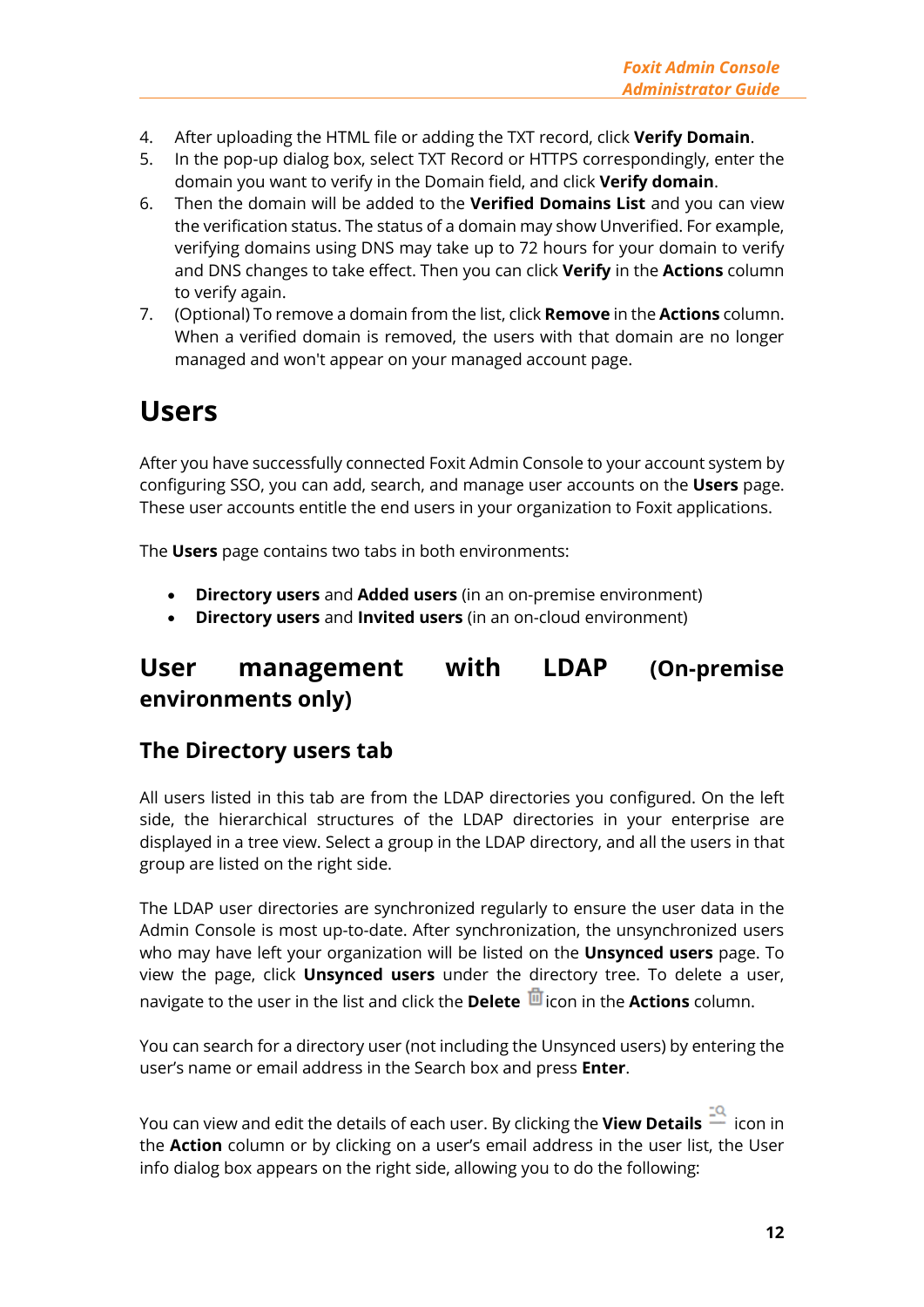4. After uploading the HTML file or adding the TXT record, click **Verify Domain**.
5. In the pop-up dialog box, select TXT Record or HTTPS correspondingly, enter the domain you want to verify in the Domain field, and click **Verify domain**.
6. Then the domain will be added to the **Verified Domains List** and you can view the verification status. The status of a domain may show Unverified. For example, verifying domains using DNS may take up to 72 hours for your domain to verify and DNS changes to take effect. Then you can click **Verify** in the **Actions** column to verify again.
7. (Optional) To remove a domain from the list, click **Remove** in the **Actions** column. When a verified domain is removed, the users with that domain are no longer managed and won't appear on your managed account page.

# Users

After you have successfully connected Foxit Admin Console to your account system by configuring SSO, you can add, search, and manage user accounts on the **Users** page. These user accounts entitle the end users in your organization to Foxit applications.

The **Users** page contains two tabs in both environments:

- **Directory users** and **Added users** (in an on-premise environment)
- **Directory users** and **Invited users** (in an on-cloud environment)

## User management with LDAP (On-premise environments only)

### The Directory users tab

All users listed in this tab are from the LDAP directories you configured. On the left side, the hierarchical structures of the LDAP directories in your enterprise are displayed in a tree view. Select a group in the LDAP directory, and all the users in that group are listed on the right side.

The LDAP user directories are synchronized regularly to ensure the user data in the Admin Console is most up-to-date. After synchronization, the unsynchronized users who may have left your organization will be listed on the **Unsynced users** page. To view the page, click **Unsynced users** under the directory tree. To delete a user, navigate to the user in the list and click the **Delete** icon in the **Actions** column.

You can search for a directory user (not including the Unsynced users) by entering the user's name or email address in the Search box and press **Enter**.

You can view and edit the details of each user. By clicking the **View Details** icon in the **Action** column or by clicking on a user's email address in the user list, the User info dialog box appears on the right side, allowing you to do the following: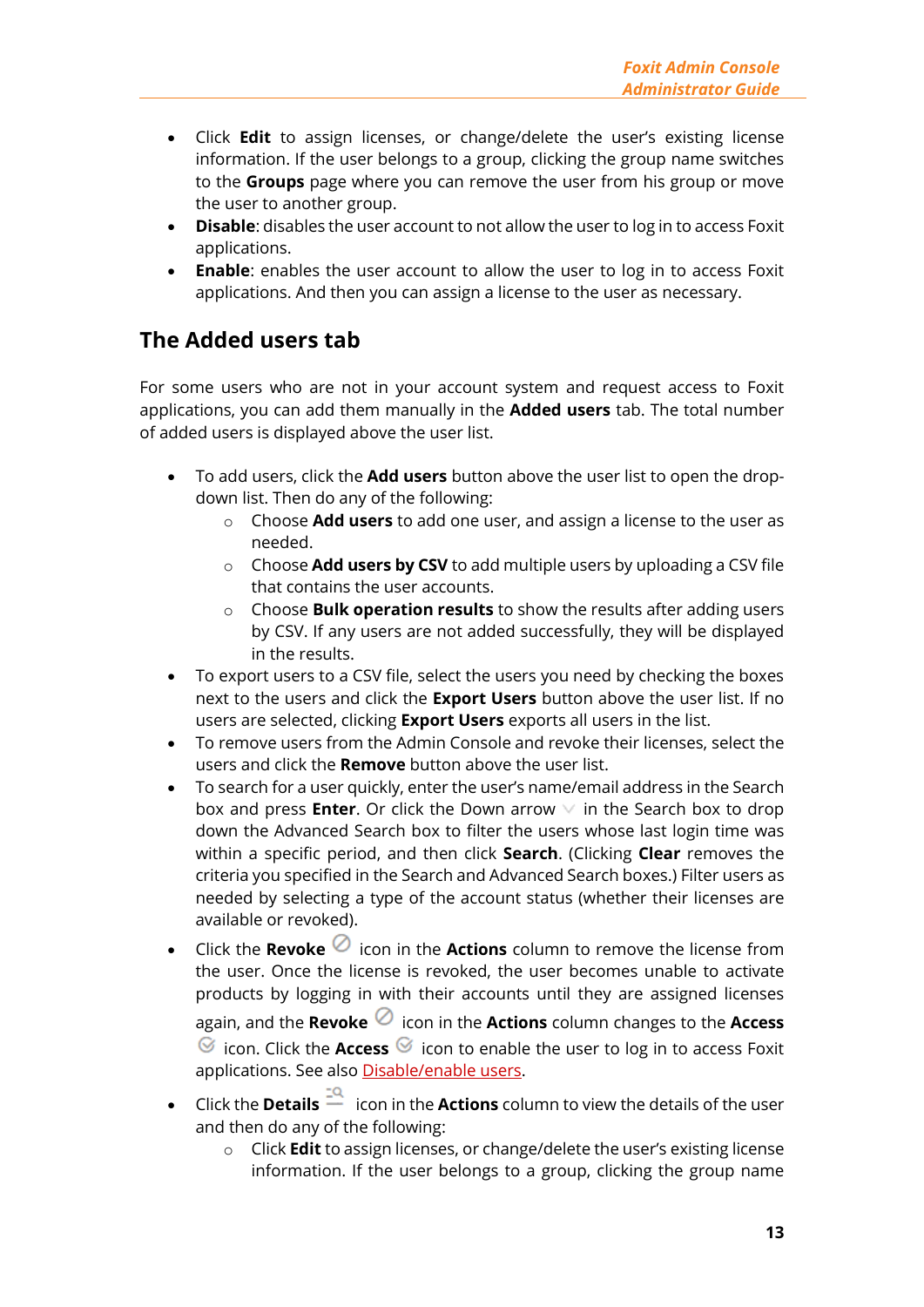- Click **Edit** to assign licenses, or change/delete the user's existing license information. If the user belongs to a group, clicking the group name switches to the **Groups** page where you can remove the user from his group or move the user to another group.
- **Disable**: disables the user account to not allow the user to log in to access Foxit applications.
- **Enable**: enables the user account to allow the user to log in to access Foxit applications. And then you can assign a license to the user as necessary.

## The Added users tab

For some users who are not in your account system and request access to Foxit applications, you can add them manually in the **Added users** tab. The total number of added users is displayed above the user list.

- To add users, click the **Add users** button above the user list to open the drop-down list. Then do any of the following:
  - Choose **Add users** to add one user, and assign a license to the user as needed.
  - Choose **Add users by CSV** to add multiple users by uploading a CSV file that contains the user accounts.
  - Choose **Bulk operation results** to show the results after adding users by CSV. If any users are not added successfully, they will be displayed in the results.
- To export users to a CSV file, select the users you need by checking the boxes next to the users and click the **Export Users** button above the user list. If no users are selected, clicking **Export Users** exports all users in the list.
- To remove users from the Admin Console and revoke their licenses, select the users and click the **Remove** button above the user list.
- To search for a user quickly, enter the user's name/email address in the Search box and press **Enter**. Or click the Down arrow in the Search box to drop down the Advanced Search box to filter the users whose last login time was within a specific period, and then click **Search**. (Clicking **Clear** removes the criteria you specified in the Search and Advanced Search boxes.) Filter users as needed by selecting a type of the account status (whether their licenses are available or revoked).
- Click the **Revoke** icon in the **Actions** column to remove the license from the user. Once the license is revoked, the user becomes unable to activate products by logging in with their accounts until they are assigned licenses again, and the **Revoke** icon in the **Actions** column changes to the **Access** icon. Click the **Access** icon to enable the user to log in to access Foxit applications. See also Disable/enable users.
- Click the **Details** icon in the **Actions** column to view the details of the user and then do any of the following:
  - Click **Edit** to assign licenses, or change/delete the user's existing license information. If the user belongs to a group, clicking the group name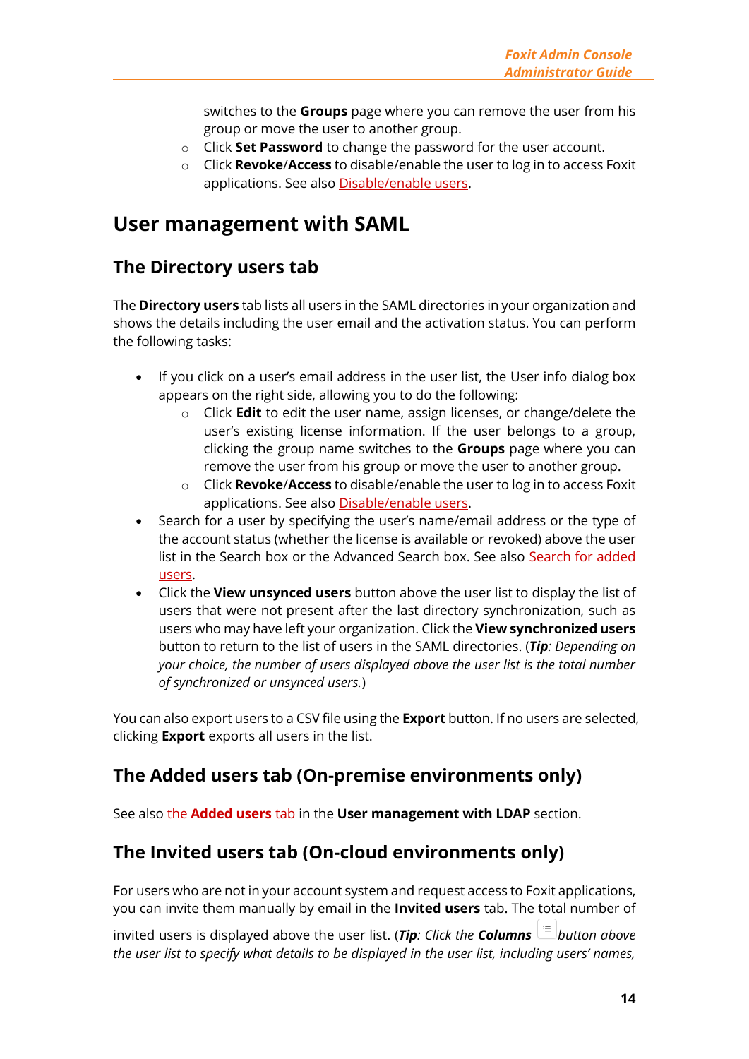switches to the **Groups** page where you can remove the user from his group or move the user to another group.
  - Click **Set Password** to change the password for the user account.
  - Click **Revoke**/**Access** to disable/enable the user to log in to access Foxit applications. See also Disable/enable users.

## User management with SAML

### The Directory users tab

The **Directory users** tab lists all users in the SAML directories in your organization and shows the details including the user email and the activation status. You can perform the following tasks:

- If you click on a user's email address in the user list, the User info dialog box appears on the right side, allowing you to do the following:
  - Click **Edit** to edit the user name, assign licenses, or change/delete the user's existing license information. If the user belongs to a group, clicking the group name switches to the **Groups** page where you can remove the user from his group or move the user to another group.
  - Click **Revoke**/**Access** to disable/enable the user to log in to access Foxit applications. See also Disable/enable users.
- Search for a user by specifying the user's name/email address or the type of the account status (whether the license is available or revoked) above the user list in the Search box or the Advanced Search box. See also Search for added users.
- Click the **View unsynced users** button above the user list to display the list of users that were not present after the last directory synchronization, such as users who may have left your organization. Click the **View synchronized users** button to return to the list of users in the SAML directories. (***Tip***: *Depending on your choice, the number of users displayed above the user list is the total number of synchronized or unsynced users.*)

You can also export users to a CSV file using the **Export** button. If no users are selected, clicking **Export** exports all users in the list.

### The Added users tab (On-premise environments only)

See also the **Added users** tab in the **User management with LDAP** section.

### The Invited users tab (On-cloud environments only)

For users who are not in your account system and request access to Foxit applications, you can invite them manually by email in the **Invited users** tab. The total number of invited users is displayed above the user list. (***Tip***: *Click the* ***Columns*** *button above the user list to specify what details to be displayed in the user list, including users' names,*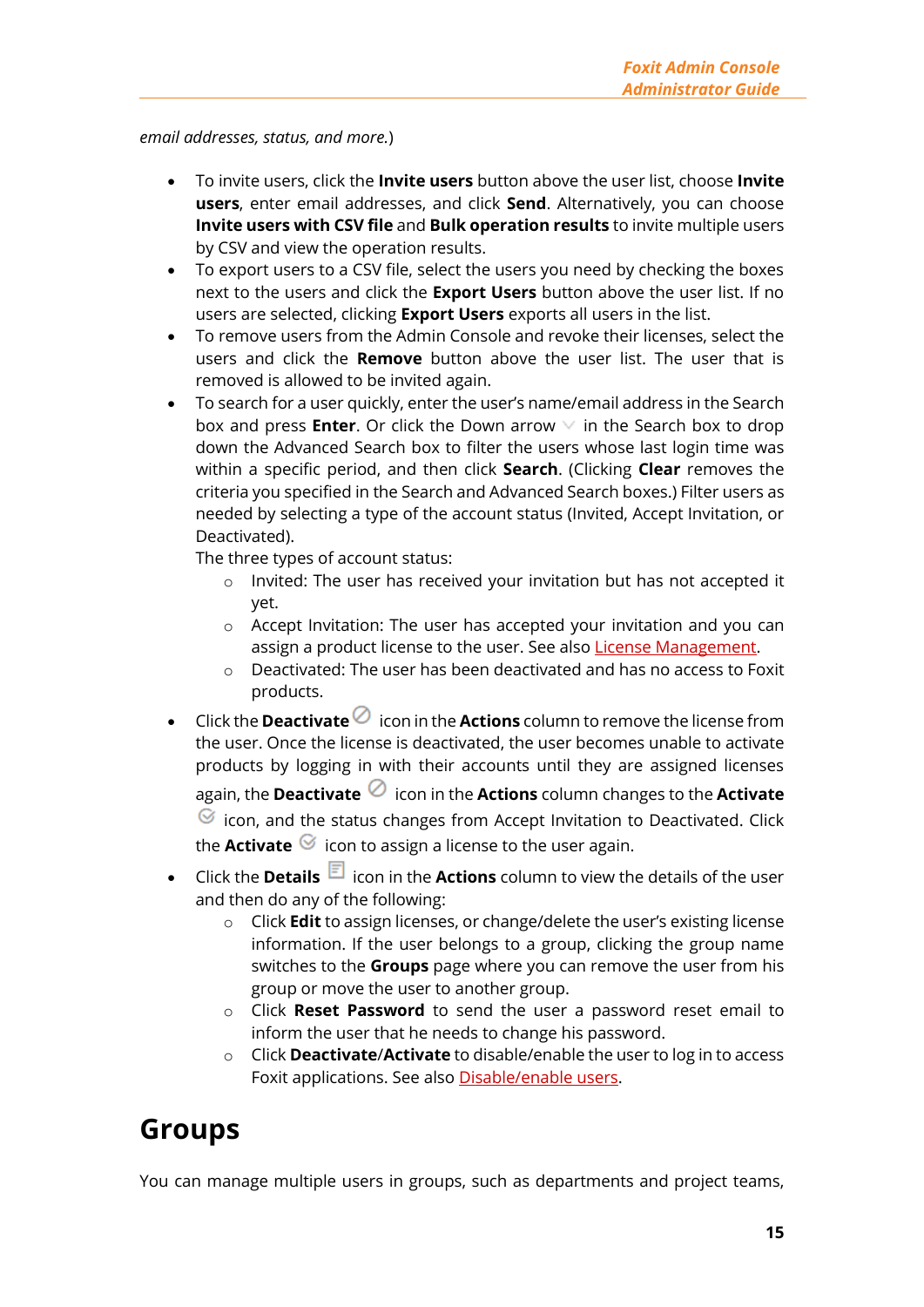*email addresses, status, and more.*)

- To invite users, click the **Invite users** button above the user list, choose **Invite users**, enter email addresses, and click **Send**. Alternatively, you can choose **Invite users with CSV file** and **Bulk operation results** to invite multiple users by CSV and view the operation results.
- To export users to a CSV file, select the users you need by checking the boxes next to the users and click the **Export Users** button above the user list. If no users are selected, clicking **Export Users** exports all users in the list.
- To remove users from the Admin Console and revoke their licenses, select the users and click the **Remove** button above the user list. The user that is removed is allowed to be invited again.
- To search for a user quickly, enter the user's name/email address in the Search box and press **Enter**. Or click the Down arrow in the Search box to drop down the Advanced Search box to filter the users whose last login time was within a specific period, and then click **Search**. (Clicking **Clear** removes the criteria you specified in the Search and Advanced Search boxes.) Filter users as needed by selecting a type of the account status (Invited, Accept Invitation, or Deactivated).

  The three types of account status:
  - Invited: The user has received your invitation but has not accepted it yet.
  - Accept Invitation: The user has accepted your invitation and you can assign a product license to the user. See also [License Management](#).
  - Deactivated: The user has been deactivated and has no access to Foxit products.
- Click the **Deactivate** icon in the **Actions** column to remove the license from the user. Once the license is deactivated, the user becomes unable to activate products by logging in with their accounts until they are assigned licenses again, the **Deactivate** icon in the **Actions** column changes to the **Activate** icon, and the status changes from Accept Invitation to Deactivated. Click the **Activate** icon to assign a license to the user again.
- Click the **Details** icon in the **Actions** column to view the details of the user and then do any of the following:
  - Click **Edit** to assign licenses, or change/delete the user's existing license information. If the user belongs to a group, clicking the group name switches to the **Groups** page where you can remove the user from his group or move the user to another group.
  - Click **Reset Password** to send the user a password reset email to inform the user that he needs to change his password.
  - Click **Deactivate**/**Activate** to disable/enable the user to log in to access Foxit applications. See also [Disable/enable users](#).

# Groups

You can manage multiple users in groups, such as departments and project teams,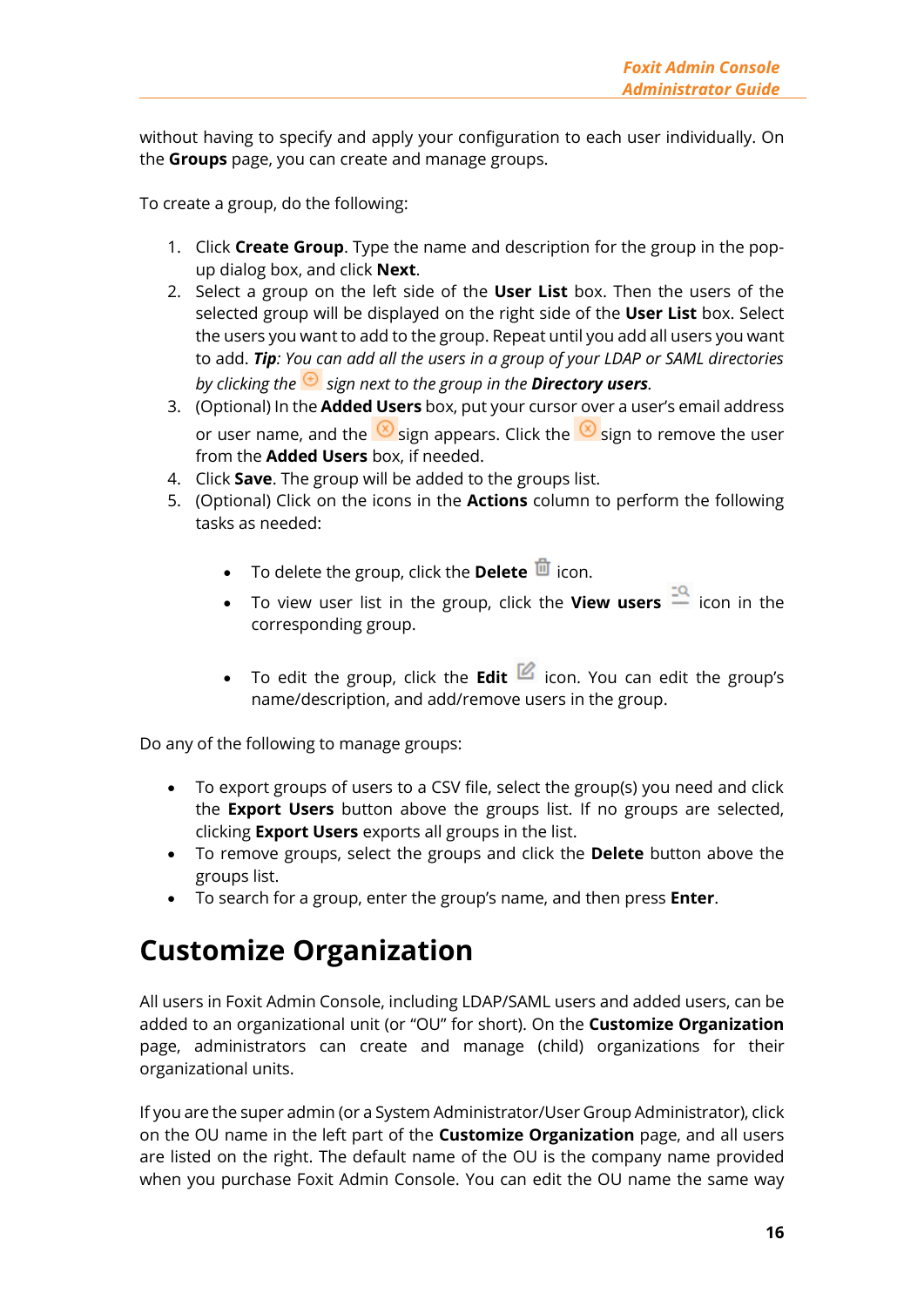without having to specify and apply your configuration to each user individually. On the **Groups** page, you can create and manage groups.

To create a group, do the following:

1. Click **Create Group**. Type the name and description for the group in the pop-up dialog box, and click **Next**.
2. Select a group on the left side of the **User List** box. Then the users of the selected group will be displayed on the right side of the **User List** box. Select the users you want to add to the group. Repeat until you add all users you want to add. ***Tip****: You can add all the users in a group of your LDAP or SAML directories by clicking the sign next to the group in the* ***Directory users****.*
3. (Optional) In the **Added Users** box, put your cursor over a user's email address or user name, and the sign appears. Click the sign to remove the user from the **Added Users** box, if needed.
4. Click **Save**. The group will be added to the groups list.
5. (Optional) Click on the icons in the **Actions** column to perform the following tasks as needed:

   - To delete the group, click the **Delete** icon.
   - To view user list in the group, click the **View users** icon in the corresponding group.
   - To edit the group, click the **Edit** icon. You can edit the group's name/description, and add/remove users in the group.

Do any of the following to manage groups:

- To export groups of users to a CSV file, select the group(s) you need and click the **Export Users** button above the groups list. If no groups are selected, clicking **Export Users** exports all groups in the list.
- To remove groups, select the groups and click the **Delete** button above the groups list.
- To search for a group, enter the group's name, and then press **Enter**.

# Customize Organization

All users in Foxit Admin Console, including LDAP/SAML users and added users, can be added to an organizational unit (or "OU" for short). On the **Customize Organization** page, administrators can create and manage (child) organizations for their organizational units.

If you are the super admin (or a System Administrator/User Group Administrator), click on the OU name in the left part of the **Customize Organization** page, and all users are listed on the right. The default name of the OU is the company name provided when you purchase Foxit Admin Console. You can edit the OU name the same way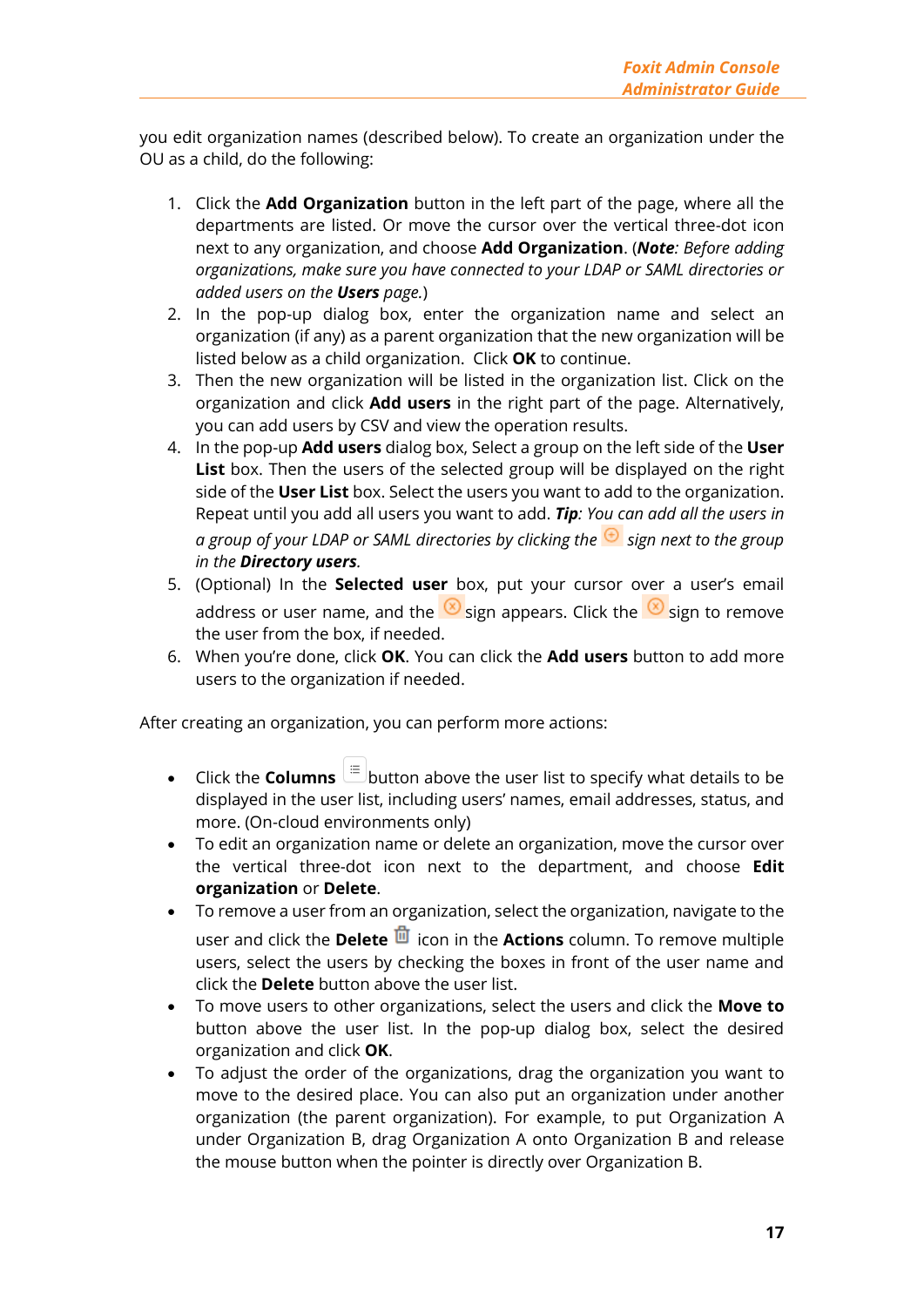you edit organization names (described below). To create an organization under the OU as a child, do the following:

1. Click the **Add Organization** button in the left part of the page, where all the departments are listed. Or move the cursor over the vertical three-dot icon next to any organization, and choose **Add Organization**. (***Note****: Before adding organizations, make sure you have connected to your LDAP or SAML directories or added users on the* ***Users*** *page.*)
2. In the pop-up dialog box, enter the organization name and select an organization (if any) as a parent organization that the new organization will be listed below as a child organization. Click **OK** to continue.
3. Then the new organization will be listed in the organization list. Click on the organization and click **Add users** in the right part of the page. Alternatively, you can add users by CSV and view the operation results.
4. In the pop-up **Add users** dialog box, Select a group on the left side of the **User List** box. Then the users of the selected group will be displayed on the right side of the **User List** box. Select the users you want to add to the organization. Repeat until you add all users you want to add. ***Tip****: You can add all the users in a group of your LDAP or SAML directories by clicking the sign next to the group in the* ***Directory users****.*
5. (Optional) In the **Selected user** box, put your cursor over a user's email address or user name, and the sign appears. Click the sign to remove the user from the box, if needed.
6. When you're done, click **OK**. You can click the **Add users** button to add more users to the organization if needed.

After creating an organization, you can perform more actions:

- Click the **Columns** button above the user list to specify what details to be displayed in the user list, including users' names, email addresses, status, and more. (On-cloud environments only)
- To edit an organization name or delete an organization, move the cursor over the vertical three-dot icon next to the department, and choose **Edit organization** or **Delete**.
- To remove a user from an organization, select the organization, navigate to the user and click the **Delete** icon in the **Actions** column. To remove multiple users, select the users by checking the boxes in front of the user name and click the **Delete** button above the user list.
- To move users to other organizations, select the users and click the **Move to** button above the user list. In the pop-up dialog box, select the desired organization and click **OK**.
- To adjust the order of the organizations, drag the organization you want to move to the desired place. You can also put an organization under another organization (the parent organization). For example, to put Organization A under Organization B, drag Organization A onto Organization B and release the mouse button when the pointer is directly over Organization B.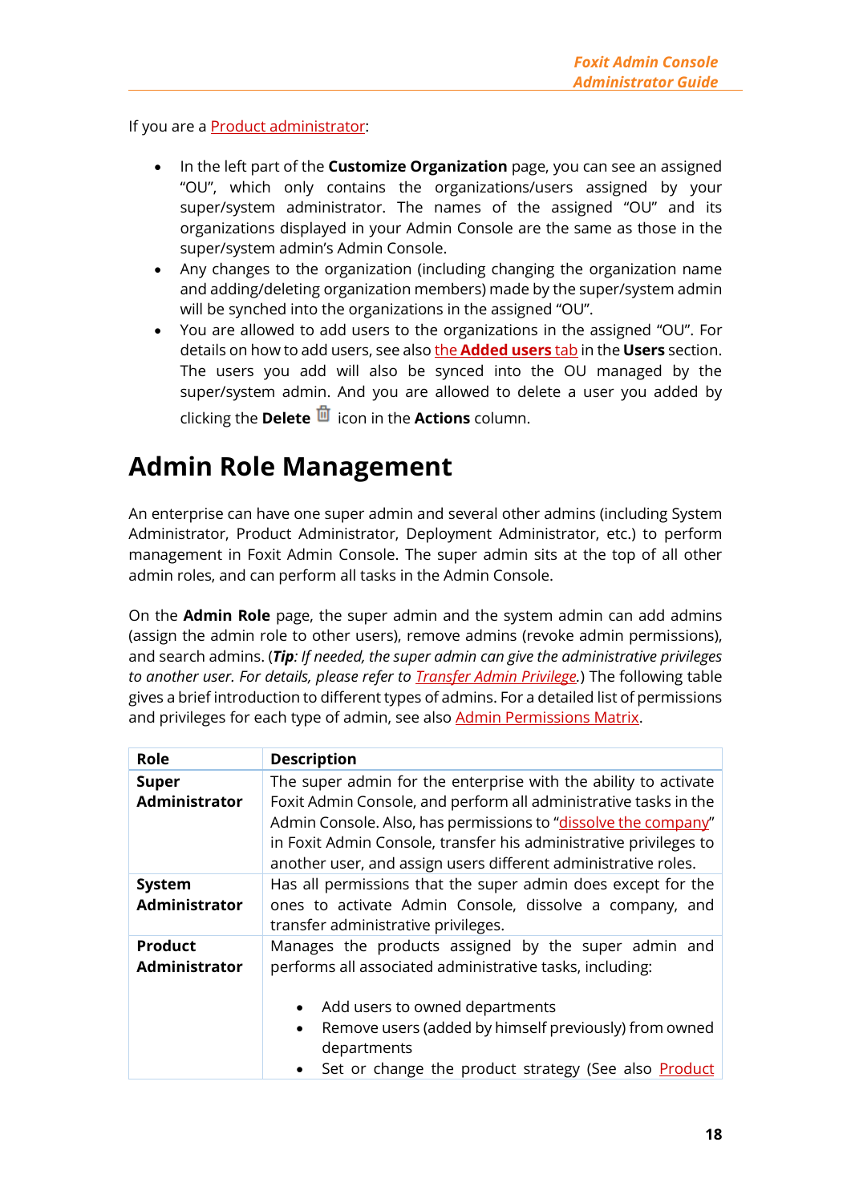If you are a Product administrator:

- In the left part of the **Customize Organization** page, you can see an assigned "OU", which only contains the organizations/users assigned by your super/system administrator. The names of the assigned "OU" and its organizations displayed in your Admin Console are the same as those in the super/system admin's Admin Console.
- Any changes to the organization (including changing the organization name and adding/deleting organization members) made by the super/system admin will be synched into the organizations in the assigned "OU".
- You are allowed to add users to the organizations in the assigned "OU". For details on how to add users, see also the **Added users** tab in the **Users** section. The users you add will also be synced into the OU managed by the super/system admin. And you are allowed to delete a user you added by clicking the **Delete** icon in the **Actions** column.

# Admin Role Management

An enterprise can have one super admin and several other admins (including System Administrator, Product Administrator, Deployment Administrator, etc.) to perform management in Foxit Admin Console. The super admin sits at the top of all other admin roles, and can perform all tasks in the Admin Console.

On the **Admin Role** page, the super admin and the system admin can add admins (assign the admin role to other users), remove admins (revoke admin permissions), and search admins. (***Tip****: If needed, the super admin can give the administrative privileges to another user. For details, please refer to Transfer Admin Privilege.*) The following table gives a brief introduction to different types of admins. For a detailed list of permissions and privileges for each type of admin, see also Admin Permissions Matrix.

| Role | Description |
|---|---|
| **Super Administrator** | The super admin for the enterprise with the ability to activate Foxit Admin Console, and perform all administrative tasks in the Admin Console. Also, has permissions to "dissolve the company" in Foxit Admin Console, transfer his administrative privileges to another user, and assign users different administrative roles. |
| **System Administrator** | Has all permissions that the super admin does except for the ones to activate Admin Console, dissolve a company, and transfer administrative privileges. |
| **Product Administrator** | Manages the products assigned by the super admin and performs all associated administrative tasks, including:<br><br>• Add users to owned departments<br>• Remove users (added by himself previously) from owned departments<br>• Set or change the product strategy (See also Product |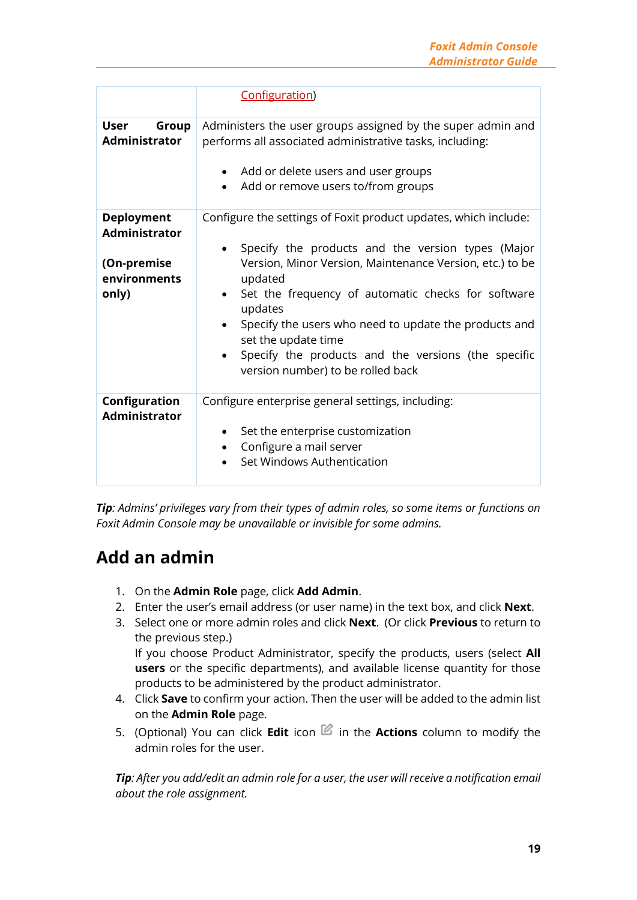| | |
|---|---|
| | Configuration) |
| **User Group Administrator** | Administers the user groups assigned by the super admin and performs all associated administrative tasks, including:<br>• Add or delete users and user groups<br>• Add or remove users to/from groups |
| **Deployment Administrator**<br>**(On-premise environments only)** | Configure the settings of Foxit product updates, which include:<br>• Specify the products and the version types (Major Version, Minor Version, Maintenance Version, etc.) to be updated<br>• Set the frequency of automatic checks for software updates<br>• Specify the users who need to update the products and set the update time<br>• Specify the products and the versions (the specific version number) to be rolled back |
| **Configuration Administrator** | Configure enterprise general settings, including:<br>• Set the enterprise customization<br>• Configure a mail server<br>• Set Windows Authentication |

***Tip**: Admins' privileges vary from their types of admin roles, so some items or functions on Foxit Admin Console may be unavailable or invisible for some admins.*

## Add an admin

1. On the **Admin Role** page, click **Add Admin**.
2. Enter the user's email address (or user name) in the text box, and click **Next**.
3. Select one or more admin roles and click **Next**. (Or click **Previous** to return to the previous step.)
   If you choose Product Administrator, specify the products, users (select **All users** or the specific departments), and available license quantity for those products to be administered by the product administrator.
4. Click **Save** to confirm your action. Then the user will be added to the admin list on the **Admin Role** page.
5. (Optional) You can click **Edit** icon in the **Actions** column to modify the admin roles for the user.

***Tip**: After you add/edit an admin role for a user, the user will receive a notification email about the role assignment.*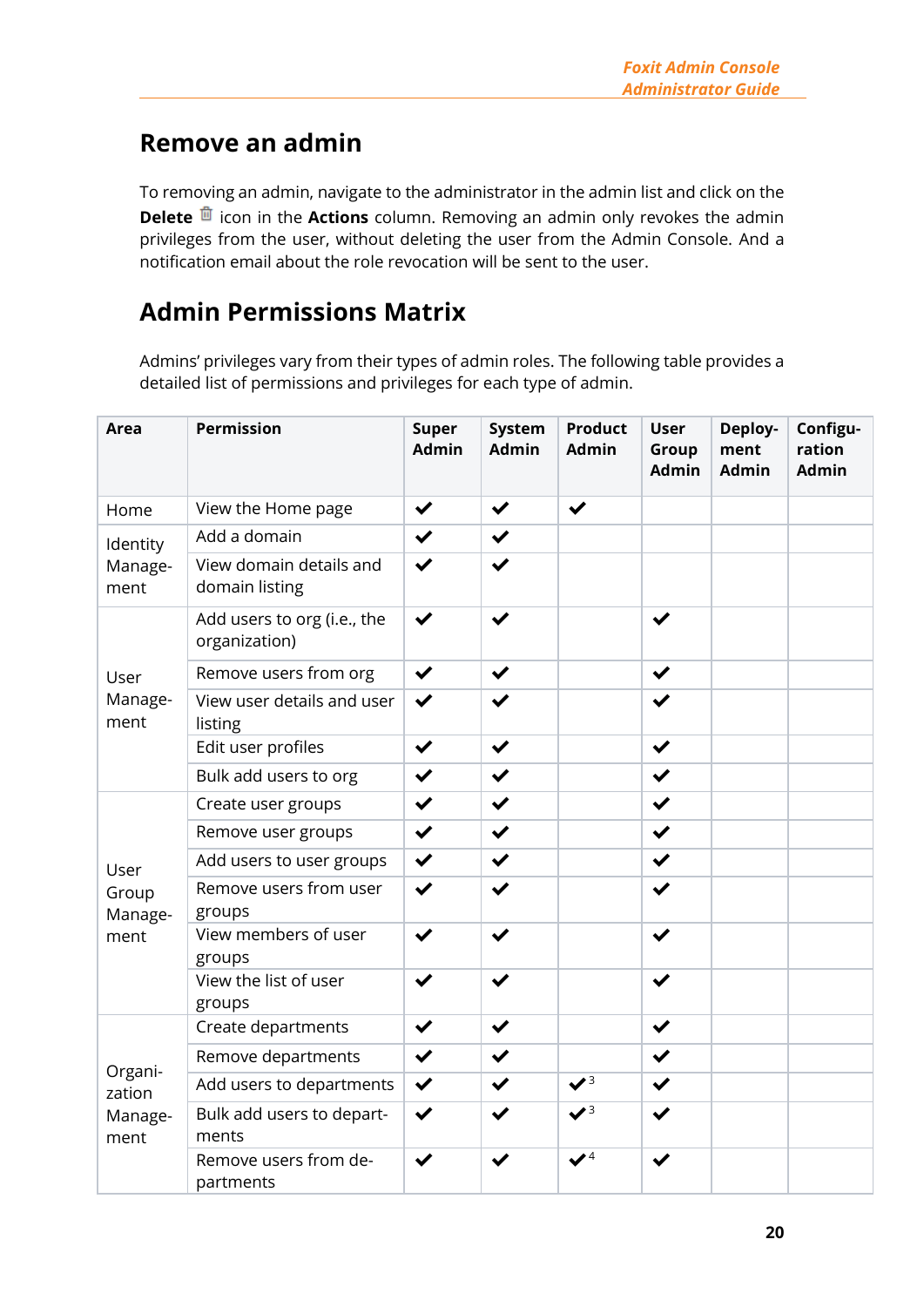## Remove an admin

To removing an admin, navigate to the administrator in the admin list and click on the **Delete** icon in the **Actions** column. Removing an admin only revokes the admin privileges from the user, without deleting the user from the Admin Console. And a notification email about the role revocation will be sent to the user.

## Admin Permissions Matrix

Admins' privileges vary from their types of admin roles. The following table provides a detailed list of permissions and privileges for each type of admin.

| Area | Permission | Super Admin | System Admin | Product Admin | User Group Admin | Deploy-ment Admin | Configu-ration Admin |
|---|---|---|---|---|---|---|---|
| Home | View the Home page | ✔ | ✔ | ✔ | | | |
| Identity Manage-ment | Add a domain | ✔ | ✔ | | | | |
| | View domain details and domain listing | ✔ | ✔ | | | | |
| User Manage-ment | Add users to org (i.e., the organization) | ✔ | ✔ | | ✔ | | |
| | Remove users from org | ✔ | ✔ | | ✔ | | |
| | View user details and user listing | ✔ | ✔ | | ✔ | | |
| | Edit user profiles | ✔ | ✔ | | ✔ | | |
| | Bulk add users to org | ✔ | ✔ | | ✔ | | |
| User Group Manage-ment | Create user groups | ✔ | ✔ | | ✔ | | |
| | Remove user groups | ✔ | ✔ | | ✔ | | |
| | Add users to user groups | ✔ | ✔ | | ✔ | | |
| | Remove users from user groups | ✔ | ✔ | | ✔ | | |
| | View members of user groups | ✔ | ✔ | | ✔ | | |
| | View the list of user groups | ✔ | ✔ | | ✔ | | |
| Organi-zation Manage-ment | Create departments | ✔ | ✔ | | ✔ | | |
| | Remove departments | ✔ | ✔ | | ✔ | | |
| | Add users to departments | ✔ | ✔ | ✔[3] | ✔ | | |
| | Bulk add users to depart-ments | ✔ | ✔ | ✔[3] | ✔ | | |
| | Remove users from de-partments | ✔ | ✔ | ✔[4] | ✔ | | |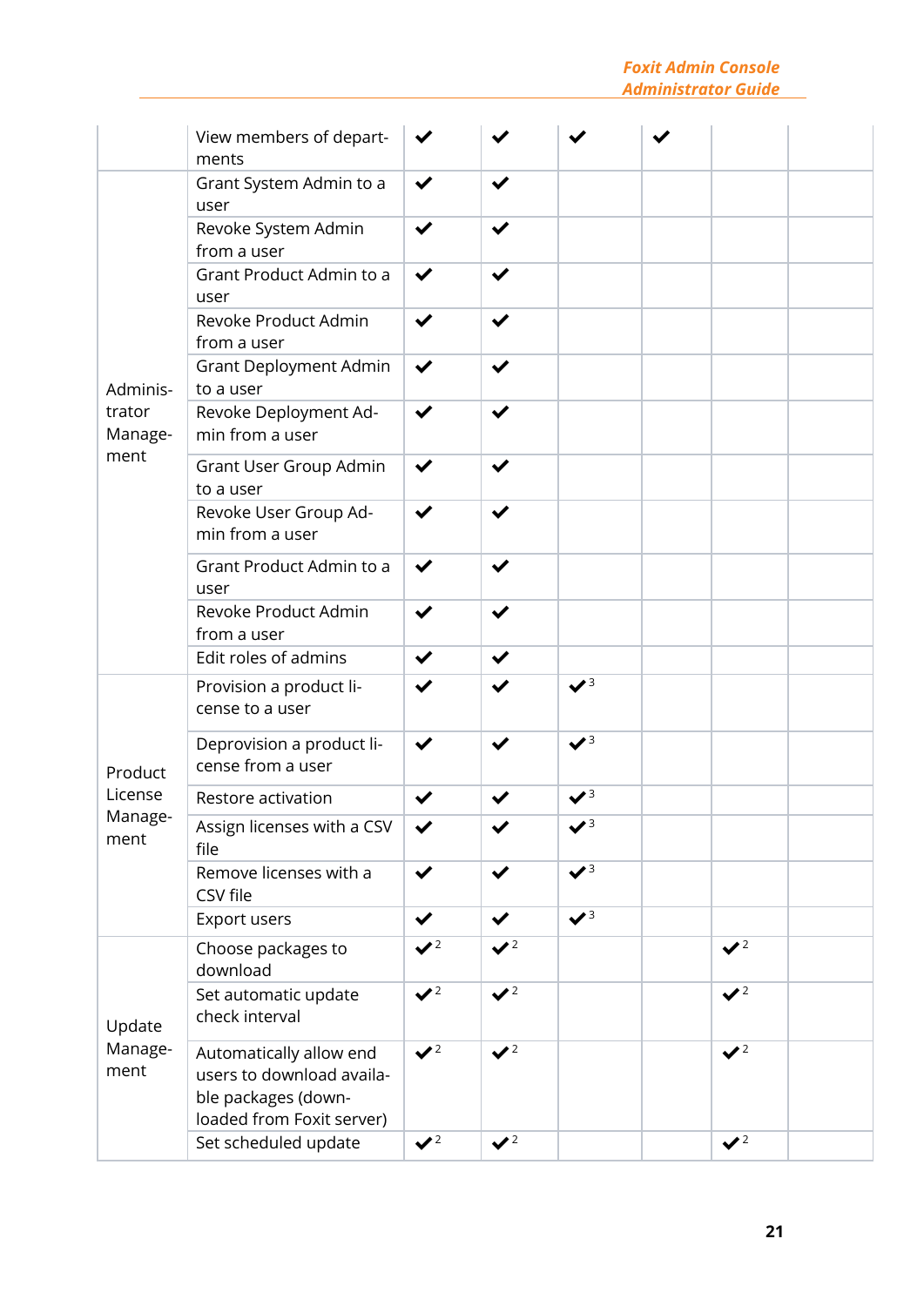| | | | | | | | |
|---|---|---|---|---|---|---|---|
| | View members of departments | ✔ | ✔ | ✔ | ✔ | | |
| Administrator Management | Grant System Admin to a user | ✔ | ✔ | | | | |
| | Revoke System Admin from a user | ✔ | ✔ | | | | |
| | Grant Product Admin to a user | ✔ | ✔ | | | | |
| | Revoke Product Admin from a user | ✔ | ✔ | | | | |
| | Grant Deployment Admin to a user | ✔ | ✔ | | | | |
| | Revoke Deployment Admin from a user | ✔ | ✔ | | | | |
| | Grant User Group Admin to a user | ✔ | ✔ | | | | |
| | Revoke User Group Admin from a user | ✔ | ✔ | | | | |
| | Grant Product Admin to a user | ✔ | ✔ | | | | |
| | Revoke Product Admin from a user | ✔ | ✔ | | | | |
| | Edit roles of admins | ✔ | ✔ | | | | |
| Product License Management | Provision a product license to a user | ✔ | ✔ | ✔[3] | | | |
| | Deprovision a product license from a user | ✔ | ✔ | ✔[3] | | | |
| | Restore activation | ✔ | ✔ | ✔[3] | | | |
| | Assign licenses with a CSV file | ✔ | ✔ | ✔[3] | | | |
| | Remove licenses with a CSV file | ✔ | ✔ | ✔[3] | | | |
| | Export users | ✔ | ✔ | ✔[3] | | | |
| Update Management | Choose packages to download | ✔[2] | ✔[2] | | | ✔[2] | |
| | Set automatic update check interval | ✔[2] | ✔[2] | | | ✔[2] | |
| | Automatically allow end users to download available packages (downloaded from Foxit server) | ✔[2] | ✔[2] | | | ✔[2] | |
| | Set scheduled update | ✔[2] | ✔[2] | | | ✔[2] | |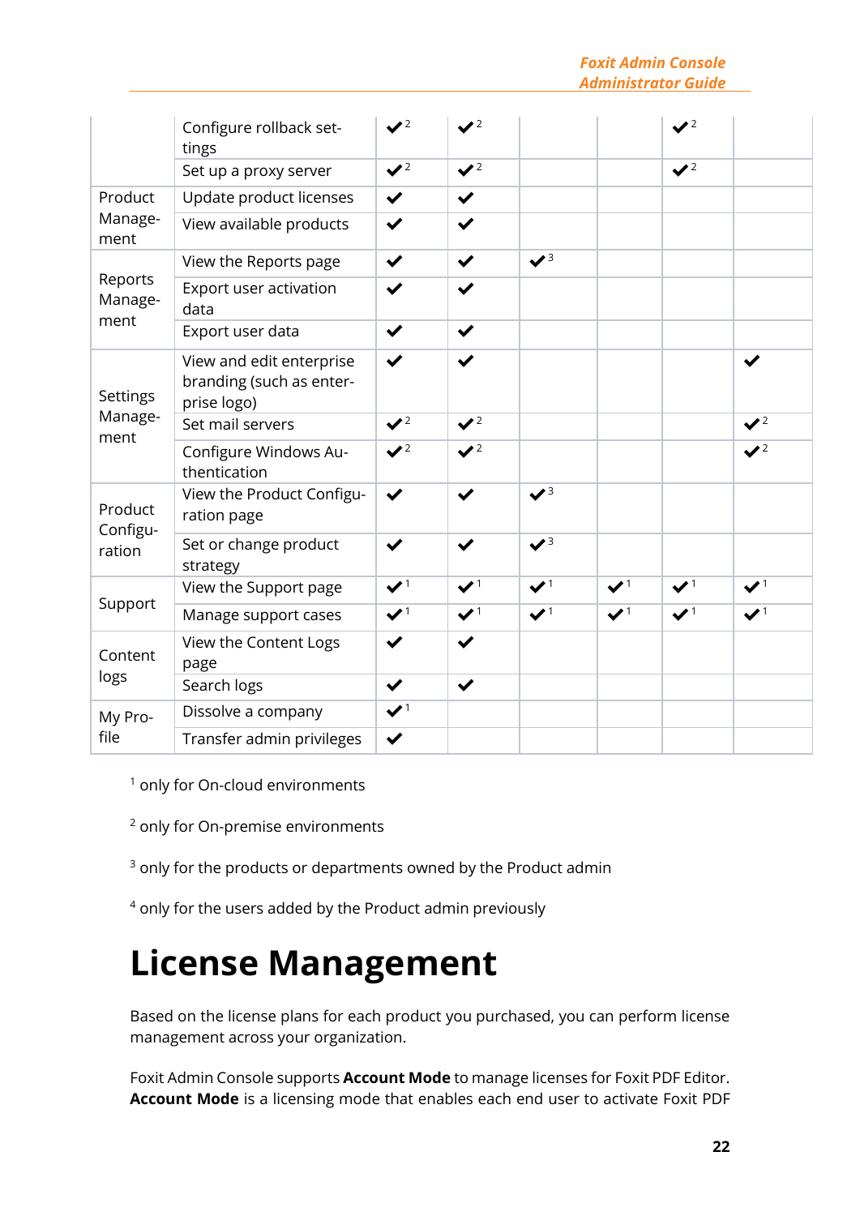| | | | | | | | |
|---|---|---|---|---|---|---|---|
| | Configure rollback settings | ✔[2] | ✔[2] | | | ✔[2] | |
| | Set up a proxy server | ✔[2] | ✔[2] | | | ✔[2] | |
| Product Management | Update product licenses | ✔ | ✔ | | | | |
| | View available products | ✔ | ✔ | | | | |
| Reports Management | View the Reports page | ✔ | ✔ | ✔[3] | | | |
| | Export user activation data | ✔ | ✔ | | | | |
| | Export user data | ✔ | ✔ | | | | |
| Settings Management | View and edit enterprise branding (such as enterprise logo) | ✔ | ✔ | | | | ✔ |
| | Set mail servers | ✔[2] | ✔[2] | | | | ✔[2] |
| | Configure Windows Authentication | ✔[2] | ✔[2] | | | | ✔[2] |
| Product Configuration | View the Product Configuration page | ✔ | ✔ | ✔[3] | | | |
| | Set or change product strategy | ✔ | ✔ | ✔[3] | | | |
| Support | View the Support page | ✔[1] | ✔[1] | ✔[1] | ✔[1] | ✔[1] | ✔[1] |
| | Manage support cases | ✔[1] | ✔[1] | ✔[1] | ✔[1] | ✔[1] | ✔[1] |
| Content logs | View the Content Logs page | ✔ | ✔ | | | | |
| | Search logs | ✔ | ✔ | | | | |
| My Profile | Dissolve a company | ✔[1] | | | | | |
| | Transfer admin privileges | ✔ | | | | | |

[1] only for On-cloud environments

[2] only for On-premise environments

[3] only for the products or departments owned by the Product admin

[4] only for the users added by the Product admin previously

# License Management

Based on the license plans for each product you purchased, you can perform license management across your organization.

Foxit Admin Console supports **Account Mode** to manage licenses for Foxit PDF Editor. **Account Mode** is a licensing mode that enables each end user to activate Foxit PDF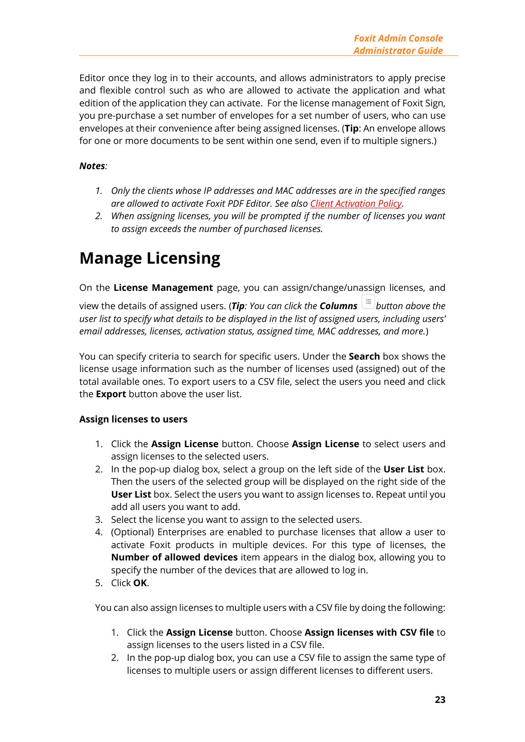Editor once they log in to their accounts, and allows administrators to apply precise and flexible control such as who are allowed to activate the application and what edition of the application they can activate. For the license management of Foxit Sign, you pre-purchase a set number of envelopes for a set number of users, who can use envelopes at their convenience after being assigned licenses. (**Tip**: An envelope allows for one or more documents to be sent within one send, even if to multiple signers.)

***Notes**:*

1. *Only the clients whose IP addresses and MAC addresses are in the specified ranges are allowed to activate Foxit PDF Editor. See also Client Activation Policy.*
2. *When assigning licenses, you will be prompted if the number of licenses you want to assign exceeds the number of purchased licenses.*

# Manage Licensing

On the **License Management** page, you can assign/change/unassign licenses, and view the details of assigned users. (***Tip**: You can click the **Columns** button above the user list to specify what details to be displayed in the list of assigned users, including users' email addresses, licenses, activation status, assigned time, MAC addresses, and more.*)

You can specify criteria to search for specific users. Under the **Search** box shows the license usage information such as the number of licenses used (assigned) out of the total available ones. To export users to a CSV file, select the users you need and click the **Export** button above the user list.

**Assign licenses to users**

1. Click the **Assign License** button. Choose **Assign License** to select users and assign licenses to the selected users.
2. In the pop-up dialog box, select a group on the left side of the **User List** box. Then the users of the selected group will be displayed on the right side of the **User List** box. Select the users you want to assign licenses to. Repeat until you add all users you want to add.
3. Select the license you want to assign to the selected users.
4. (Optional) Enterprises are enabled to purchase licenses that allow a user to activate Foxit products in multiple devices. For this type of licenses, the **Number of allowed devices** item appears in the dialog box, allowing you to specify the number of the devices that are allowed to log in.
5. Click **OK**.

You can also assign licenses to multiple users with a CSV file by doing the following:

1. Click the **Assign License** button. Choose **Assign licenses with CSV file** to assign licenses to the users listed in a CSV file.
2. In the pop-up dialog box, you can use a CSV file to assign the same type of licenses to multiple users or assign different licenses to different users.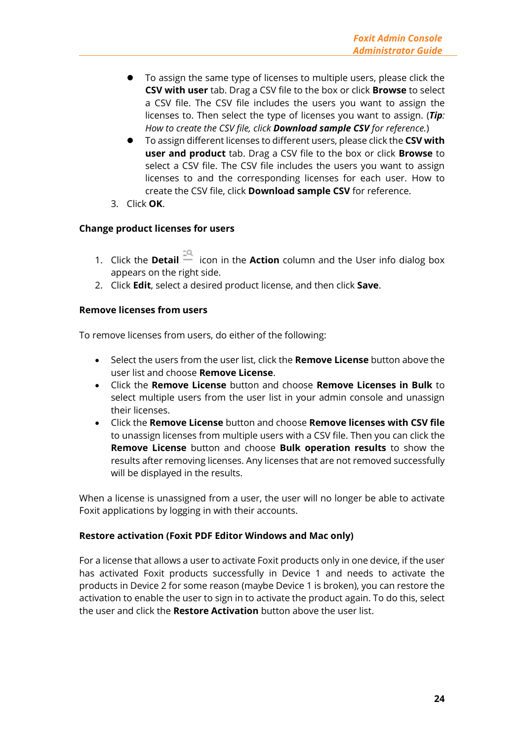- To assign the same type of licenses to multiple users, please click the **CSV with user** tab. Drag a CSV file to the box or click **Browse** to select a CSV file. The CSV file includes the users you want to assign the licenses to. Then select the type of licenses you want to assign. (***Tip****: How to create the CSV file, click* ***Download sample CSV*** *for reference.*)
- To assign different licenses to different users, please click the **CSV with user and product** tab. Drag a CSV file to the box or click **Browse** to select a CSV file. The CSV file includes the users you want to assign licenses to and the corresponding licenses for each user. How to create the CSV file, click **Download sample CSV** for reference.

3. Click **OK**.

**Change product licenses for users**

1. Click the **Detail** icon in the **Action** column and the User info dialog box appears on the right side.
2. Click **Edit**, select a desired product license, and then click **Save**.

**Remove licenses from users**

To remove licenses from users, do either of the following:

- Select the users from the user list, click the **Remove License** button above the user list and choose **Remove License**.
- Click the **Remove License** button and choose **Remove Licenses in Bulk** to select multiple users from the user list in your admin console and unassign their licenses.
- Click the **Remove License** button and choose **Remove licenses with CSV file** to unassign licenses from multiple users with a CSV file. Then you can click the **Remove License** button and choose **Bulk operation results** to show the results after removing licenses. Any licenses that are not removed successfully will be displayed in the results.

When a license is unassigned from a user, the user will no longer be able to activate Foxit applications by logging in with their accounts.

**Restore activation (Foxit PDF Editor Windows and Mac only)**

For a license that allows a user to activate Foxit products only in one device, if the user has activated Foxit products successfully in Device 1 and needs to activate the products in Device 2 for some reason (maybe Device 1 is broken), you can restore the activation to enable the user to sign in to activate the product again. To do this, select the user and click the **Restore Activation** button above the user list.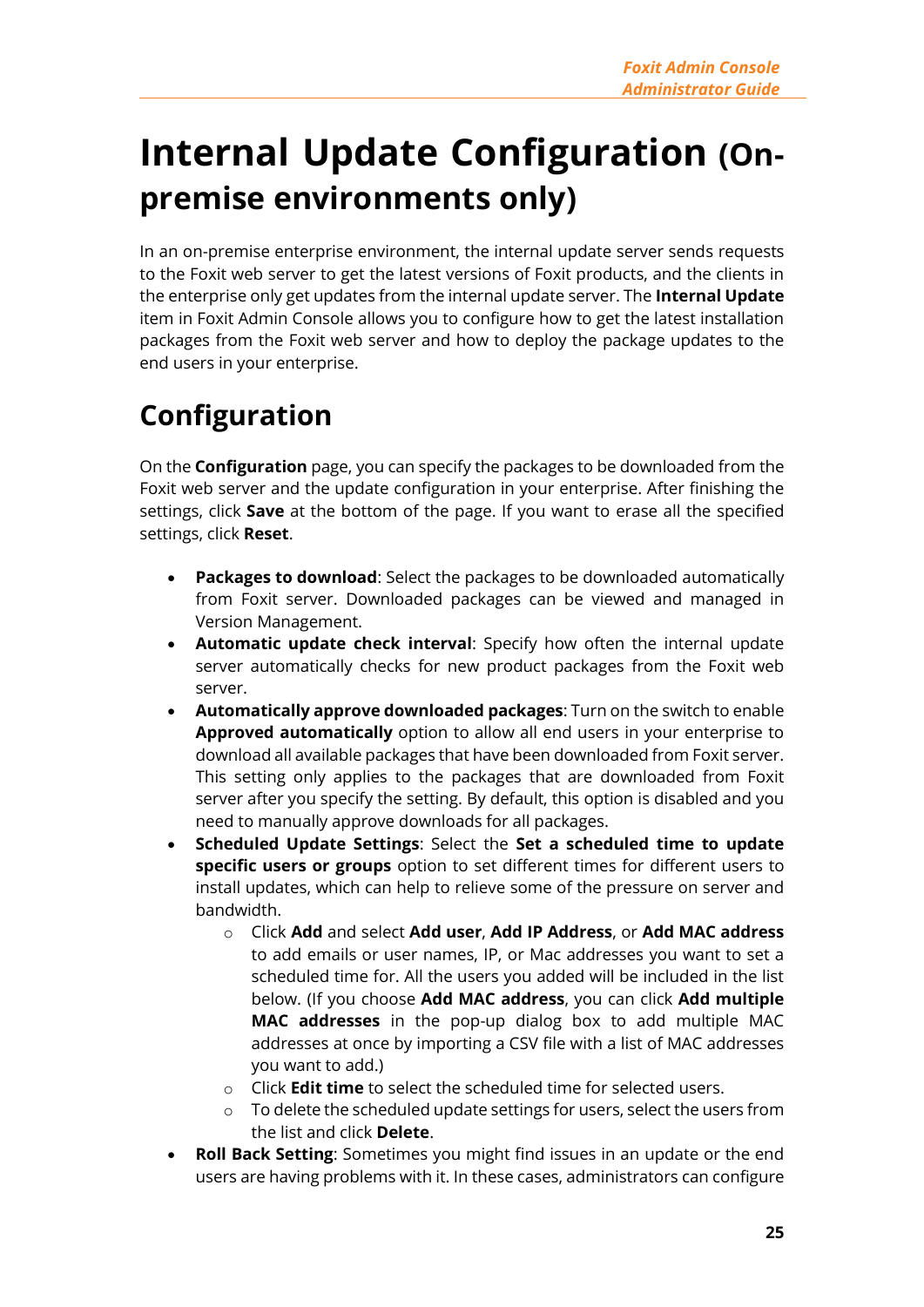# Internal Update Configuration (On-premise environments only)

In an on-premise enterprise environment, the internal update server sends requests to the Foxit web server to get the latest versions of Foxit products, and the clients in the enterprise only get updates from the internal update server. The **Internal Update** item in Foxit Admin Console allows you to configure how to get the latest installation packages from the Foxit web server and how to deploy the package updates to the end users in your enterprise.

## Configuration

On the **Configuration** page, you can specify the packages to be downloaded from the Foxit web server and the update configuration in your enterprise. After finishing the settings, click **Save** at the bottom of the page. If you want to erase all the specified settings, click **Reset**.

- **Packages to download**: Select the packages to be downloaded automatically from Foxit server. Downloaded packages can be viewed and managed in Version Management.
- **Automatic update check interval**: Specify how often the internal update server automatically checks for new product packages from the Foxit web server.
- **Automatically approve downloaded packages**: Turn on the switch to enable **Approved automatically** option to allow all end users in your enterprise to download all available packages that have been downloaded from Foxit server. This setting only applies to the packages that are downloaded from Foxit server after you specify the setting. By default, this option is disabled and you need to manually approve downloads for all packages.
- **Scheduled Update Settings**: Select the **Set a scheduled time to update specific users or groups** option to set different times for different users to install updates, which can help to relieve some of the pressure on server and bandwidth.
  - Click **Add** and select **Add user**, **Add IP Address**, or **Add MAC address** to add emails or user names, IP, or Mac addresses you want to set a scheduled time for. All the users you added will be included in the list below. (If you choose **Add MAC address**, you can click **Add multiple MAC addresses** in the pop-up dialog box to add multiple MAC addresses at once by importing a CSV file with a list of MAC addresses you want to add.)
  - Click **Edit time** to select the scheduled time for selected users.
  - To delete the scheduled update settings for users, select the users from the list and click **Delete**.
- **Roll Back Setting**: Sometimes you might find issues in an update or the end users are having problems with it. In these cases, administrators can configure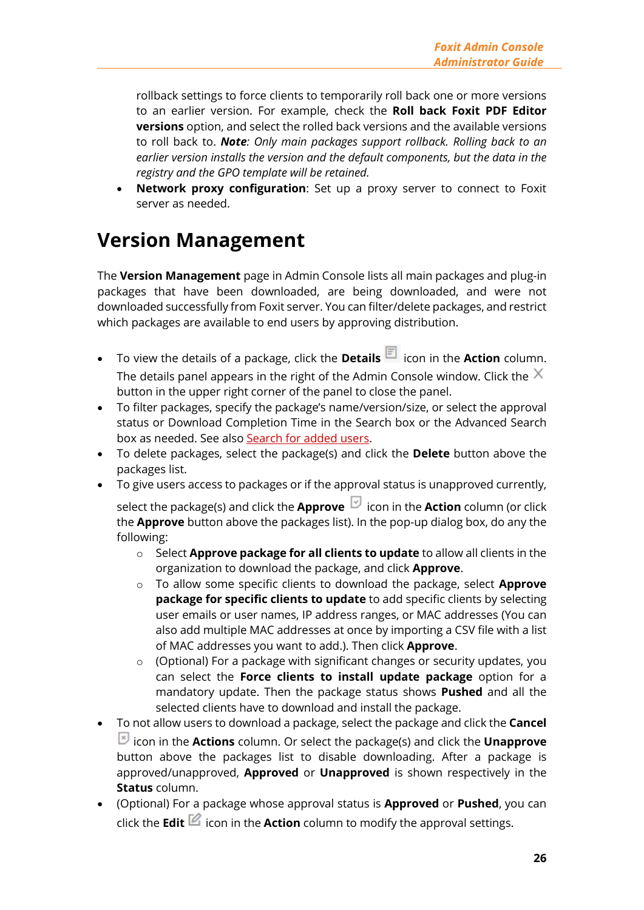rollback settings to force clients to temporarily roll back one or more versions to an earlier version. For example, check the **Roll back Foxit PDF Editor versions** option, and select the rolled back versions and the available versions to roll back to. ***Note****: Only main packages support rollback. Rolling back to an earlier version installs the version and the default components, but the data in the registry and the GPO template will be retained.*

- **Network proxy configuration**: Set up a proxy server to connect to Foxit server as needed.

# Version Management

The **Version Management** page in Admin Console lists all main packages and plug-in packages that have been downloaded, are being downloaded, and were not downloaded successfully from Foxit server. You can filter/delete packages, and restrict which packages are available to end users by approving distribution.

- To view the details of a package, click the **Details** icon in the **Action** column. The details panel appears in the right of the Admin Console window. Click the button in the upper right corner of the panel to close the panel.
- To filter packages, specify the package's name/version/size, or select the approval status or Download Completion Time in the Search box or the Advanced Search box as needed. See also Search for added users.
- To delete packages, select the package(s) and click the **Delete** button above the packages list.
- To give users access to packages or if the approval status is unapproved currently, select the package(s) and click the **Approve** icon in the **Action** column (or click the **Approve** button above the packages list). In the pop-up dialog box, do any the following:
  - Select **Approve package for all clients to update** to allow all clients in the organization to download the package, and click **Approve**.
  - To allow some specific clients to download the package, select **Approve package for specific clients to update** to add specific clients by selecting user emails or user names, IP address ranges, or MAC addresses (You can also add multiple MAC addresses at once by importing a CSV file with a list of MAC addresses you want to add.). Then click **Approve**.
  - (Optional) For a package with significant changes or security updates, you can select the **Force clients to install update package** option for a mandatory update. Then the package status shows **Pushed** and all the selected clients have to download and install the package.
- To not allow users to download a package, select the package and click the **Cancel** icon in the **Actions** column. Or select the package(s) and click the **Unapprove** button above the packages list to disable downloading. After a package is approved/unapproved, **Approved** or **Unapproved** is shown respectively in the **Status** column.
- (Optional) For a package whose approval status is **Approved** or **Pushed**, you can click the **Edit** icon in the **Action** column to modify the approval settings.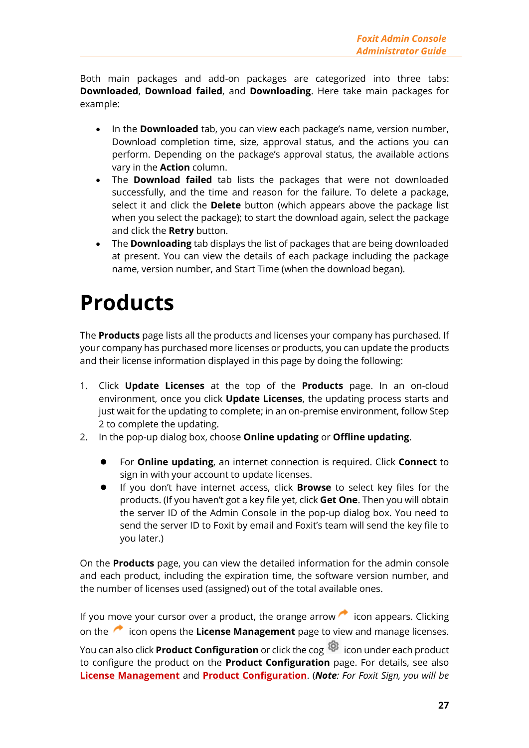Both main packages and add-on packages are categorized into three tabs: **Downloaded**, **Download failed**, and **Downloading**. Here take main packages for example:

- In the **Downloaded** tab, you can view each package's name, version number, Download completion time, size, approval status, and the actions you can perform. Depending on the package's approval status, the available actions vary in the **Action** column.
- The **Download failed** tab lists the packages that were not downloaded successfully, and the time and reason for the failure. To delete a package, select it and click the **Delete** button (which appears above the package list when you select the package); to start the download again, select the package and click the **Retry** button.
- The **Downloading** tab displays the list of packages that are being downloaded at present. You can view the details of each package including the package name, version number, and Start Time (when the download began).

# Products

The **Products** page lists all the products and licenses your company has purchased. If your company has purchased more licenses or products, you can update the products and their license information displayed in this page by doing the following:

1. Click **Update Licenses** at the top of the **Products** page. In an on-cloud environment, once you click **Update Licenses**, the updating process starts and just wait for the updating to complete; in an on-premise environment, follow Step 2 to complete the updating.
2. In the pop-up dialog box, choose **Online updating** or **Offline updating**.

   - For **Online updating**, an internet connection is required. Click **Connect** to sign in with your account to update licenses.
   - If you don't have internet access, click **Browse** to select key files for the products. (If you haven't got a key file yet, click **Get One**. Then you will obtain the server ID of the Admin Console in the pop-up dialog box. You need to send the server ID to Foxit by email and Foxit's team will send the key file to you later.)

On the **Products** page, you can view the detailed information for the admin console and each product, including the expiration time, the software version number, and the number of licenses used (assigned) out of the total available ones.

If you move your cursor over a product, the orange arrow icon appears. Clicking on the icon opens the **License Management** page to view and manage licenses.

You can also click **Product Configuration** or click the cog icon under each product to configure the product on the **Product Configuration** page. For details, see also License Management and Product Configuration. (***Note**: For Foxit Sign, you will be*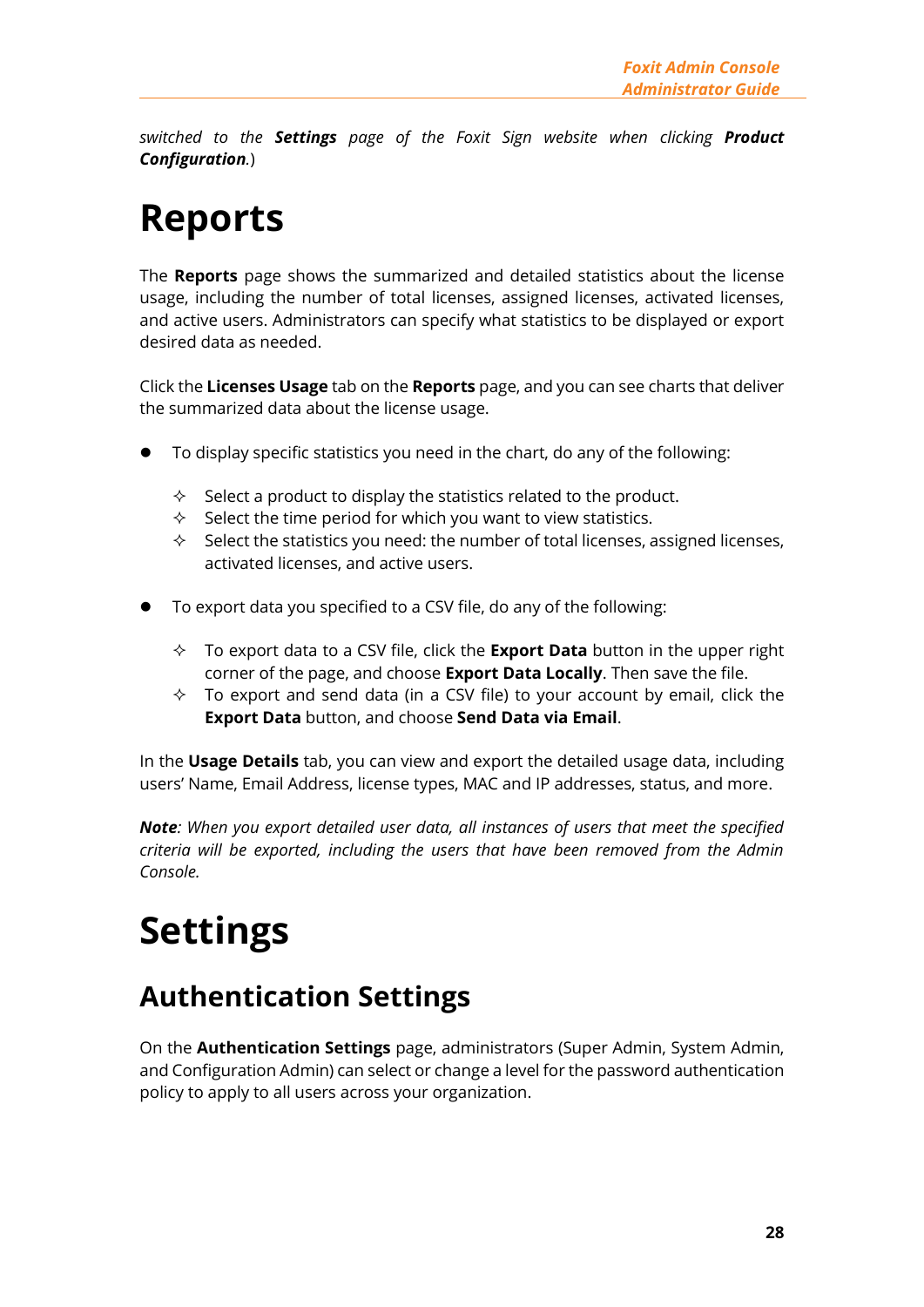*switched to the **Settings** page of the Foxit Sign website when clicking **Product Configuration**.*)

# Reports

The **Reports** page shows the summarized and detailed statistics about the license usage, including the number of total licenses, assigned licenses, activated licenses, and active users. Administrators can specify what statistics to be displayed or export desired data as needed.

Click the **Licenses Usage** tab on the **Reports** page, and you can see charts that deliver the summarized data about the license usage.

- To display specific statistics you need in the chart, do any of the following:
  - Select a product to display the statistics related to the product.
  - Select the time period for which you want to view statistics.
  - Select the statistics you need: the number of total licenses, assigned licenses, activated licenses, and active users.
- To export data you specified to a CSV file, do any of the following:
  - To export data to a CSV file, click the **Export Data** button in the upper right corner of the page, and choose **Export Data Locally**. Then save the file.
  - To export and send data (in a CSV file) to your account by email, click the **Export Data** button, and choose **Send Data via Email**.

In the **Usage Details** tab, you can view and export the detailed usage data, including users' Name, Email Address, license types, MAC and IP addresses, status, and more.

***Note**: When you export detailed user data, all instances of users that meet the specified criteria will be exported, including the users that have been removed from the Admin Console.*

# Settings

## Authentication Settings

On the **Authentication Settings** page, administrators (Super Admin, System Admin, and Configuration Admin) can select or change a level for the password authentication policy to apply to all users across your organization.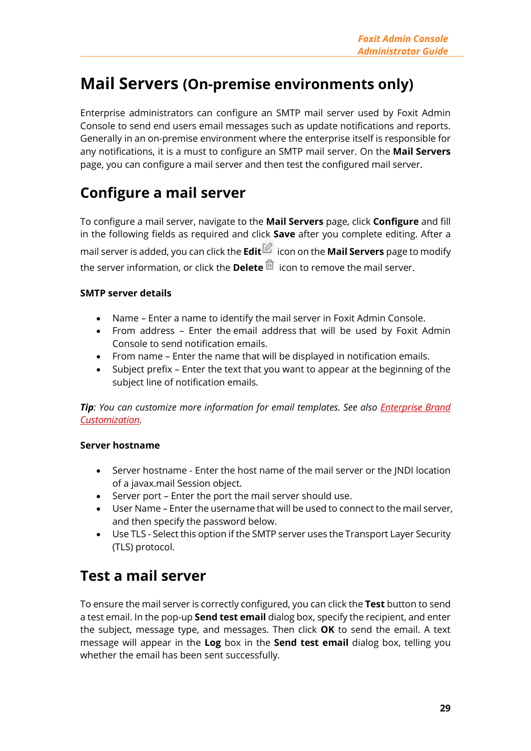# Mail Servers (On-premise environments only)

Enterprise administrators can configure an SMTP mail server used by Foxit Admin Console to send end users email messages such as update notifications and reports. Generally in an on-premise environment where the enterprise itself is responsible for any notifications, it is a must to configure an SMTP mail server. On the **Mail Servers** page, you can configure a mail server and then test the configured mail server.

## Configure a mail server

To configure a mail server, navigate to the **Mail Servers** page, click **Configure** and fill in the following fields as required and click **Save** after you complete editing. After a mail server is added, you can click the **Edit** icon on the **Mail Servers** page to modify the server information, or click the **Delete** icon to remove the mail server.

**SMTP server details**

- Name – Enter a name to identify the mail server in Foxit Admin Console.
- From address – Enter the email address that will be used by Foxit Admin Console to send notification emails.
- From name – Enter the name that will be displayed in notification emails.
- Subject prefix – Enter the text that you want to appear at the beginning of the subject line of notification emails.

***Tip**: You can customize more information for email templates. See also Enterprise Brand Customization.*

**Server hostname**

- Server hostname - Enter the host name of the mail server or the JNDI location of a javax.mail Session object.
- Server port – Enter the port the mail server should use.
- User Name – Enter the username that will be used to connect to the mail server, and then specify the password below.
- Use TLS - Select this option if the SMTP server uses the Transport Layer Security (TLS) protocol.

## Test a mail server

To ensure the mail server is correctly configured, you can click the **Test** button to send a test email. In the pop-up **Send test email** dialog box, specify the recipient, and enter the subject, message type, and messages. Then click **OK** to send the email. A text message will appear in the **Log** box in the **Send test email** dialog box, telling you whether the email has been sent successfully.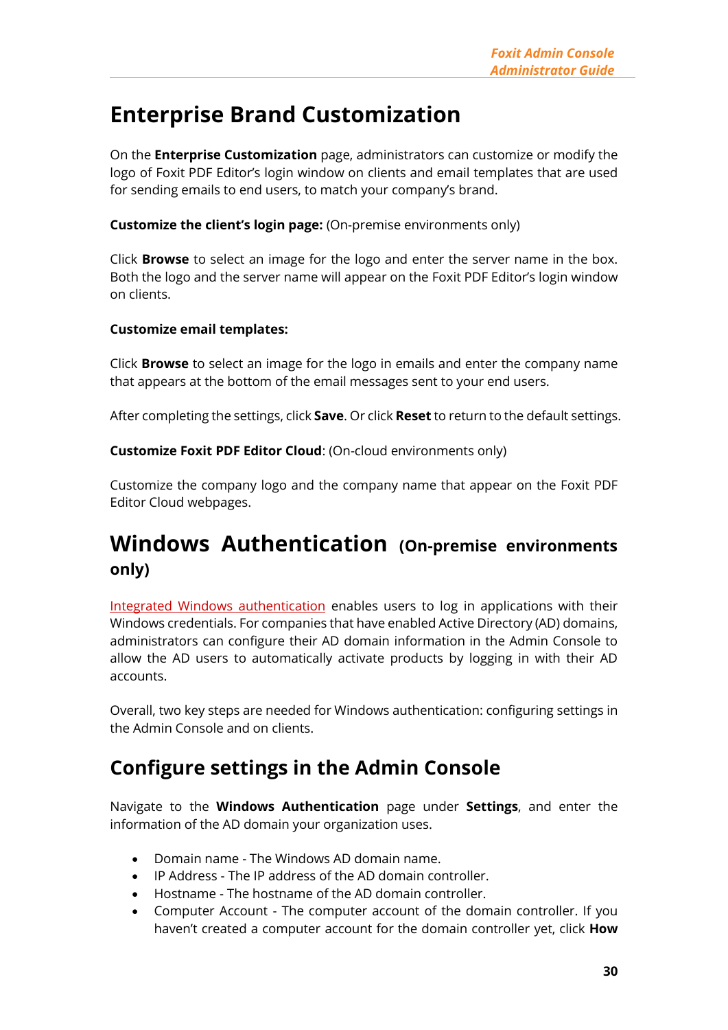# Enterprise Brand Customization

On the **Enterprise Customization** page, administrators can customize or modify the logo of Foxit PDF Editor's login window on clients and email templates that are used for sending emails to end users, to match your company's brand.

**Customize the client's login page:** (On-premise environments only)

Click **Browse** to select an image for the logo and enter the server name in the box. Both the logo and the server name will appear on the Foxit PDF Editor's login window on clients.

**Customize email templates:**

Click **Browse** to select an image for the logo in emails and enter the company name that appears at the bottom of the email messages sent to your end users.

After completing the settings, click **Save**. Or click **Reset** to return to the default settings.

**Customize Foxit PDF Editor Cloud**: (On-cloud environments only)

Customize the company logo and the company name that appear on the Foxit PDF Editor Cloud webpages.

# Windows Authentication (On-premise environments only)

Integrated Windows authentication enables users to log in applications with their Windows credentials. For companies that have enabled Active Directory (AD) domains, administrators can configure their AD domain information in the Admin Console to allow the AD users to automatically activate products by logging in with their AD accounts.

Overall, two key steps are needed for Windows authentication: configuring settings in the Admin Console and on clients.

## Configure settings in the Admin Console

Navigate to the **Windows Authentication** page under **Settings**, and enter the information of the AD domain your organization uses.

- Domain name - The Windows AD domain name.
- IP Address - The IP address of the AD domain controller.
- Hostname - The hostname of the AD domain controller.
- Computer Account - The computer account of the domain controller. If you haven't created a computer account for the domain controller yet, click **How**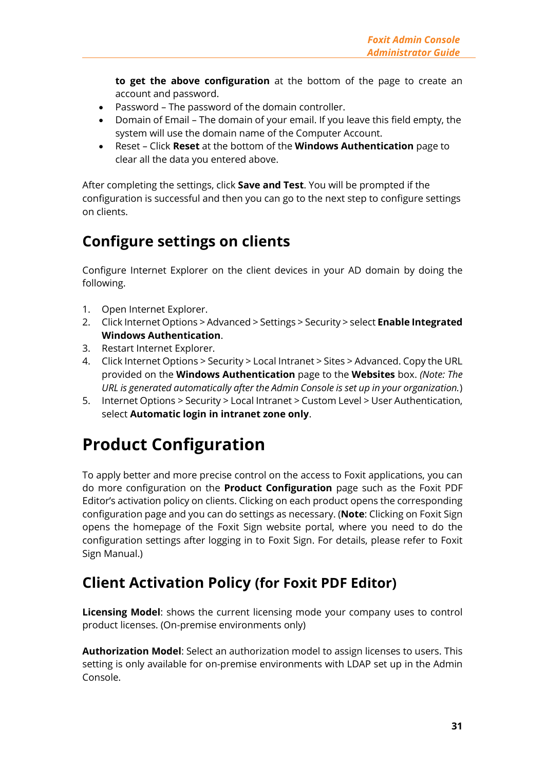**to get the above configuration** at the bottom of the page to create an account and password.

- Password – The password of the domain controller.
- Domain of Email – The domain of your email. If you leave this field empty, the system will use the domain name of the Computer Account.
- Reset – Click **Reset** at the bottom of the **Windows Authentication** page to clear all the data you entered above.

After completing the settings, click **Save and Test**. You will be prompted if the configuration is successful and then you can go to the next step to configure settings on clients.

## Configure settings on clients

Configure Internet Explorer on the client devices in your AD domain by doing the following.

1. Open Internet Explorer.
2. Click Internet Options > Advanced > Settings > Security > select **Enable Integrated Windows Authentication**.
3. Restart Internet Explorer.
4. Click Internet Options > Security > Local Intranet > Sites > Advanced. Copy the URL provided on the **Windows Authentication** page to the **Websites** box. *(Note: The URL is generated automatically after the Admin Console is set up in your organization.*)
5. Internet Options > Security > Local Intranet > Custom Level > User Authentication, select **Automatic login in intranet zone only**.

# Product Configuration

To apply better and more precise control on the access to Foxit applications, you can do more configuration on the **Product Configuration** page such as the Foxit PDF Editor's activation policy on clients. Clicking on each product opens the corresponding configuration page and you can do settings as necessary. (**Note**: Clicking on Foxit Sign opens the homepage of the Foxit Sign website portal, where you need to do the configuration settings after logging in to Foxit Sign. For details, please refer to Foxit Sign Manual.)

## Client Activation Policy (for Foxit PDF Editor)

**Licensing Model**: shows the current licensing mode your company uses to control product licenses. (On-premise environments only)

**Authorization Model**: Select an authorization model to assign licenses to users. This setting is only available for on-premise environments with LDAP set up in the Admin Console.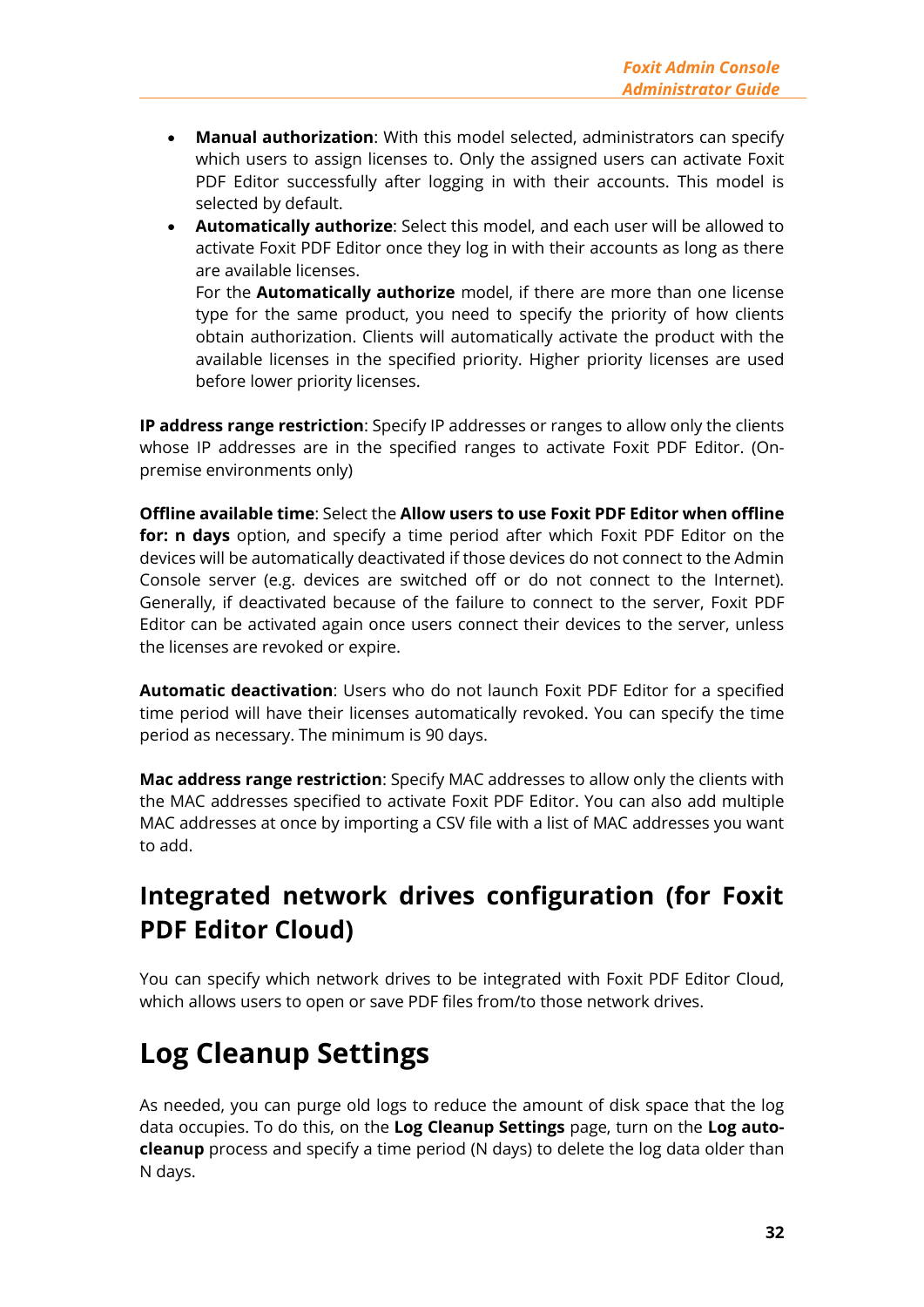- **Manual authorization**: With this model selected, administrators can specify which users to assign licenses to. Only the assigned users can activate Foxit PDF Editor successfully after logging in with their accounts. This model is selected by default.
- **Automatically authorize**: Select this model, and each user will be allowed to activate Foxit PDF Editor once they log in with their accounts as long as there are available licenses.
  For the **Automatically authorize** model, if there are more than one license type for the same product, you need to specify the priority of how clients obtain authorization. Clients will automatically activate the product with the available licenses in the specified priority. Higher priority licenses are used before lower priority licenses.

**IP address range restriction**: Specify IP addresses or ranges to allow only the clients whose IP addresses are in the specified ranges to activate Foxit PDF Editor. (On-premise environments only)

**Offline available time**: Select the **Allow users to use Foxit PDF Editor when offline for: n days** option, and specify a time period after which Foxit PDF Editor on the devices will be automatically deactivated if those devices do not connect to the Admin Console server (e.g. devices are switched off or do not connect to the Internet). Generally, if deactivated because of the failure to connect to the server, Foxit PDF Editor can be activated again once users connect their devices to the server, unless the licenses are revoked or expire.

**Automatic deactivation**: Users who do not launch Foxit PDF Editor for a specified time period will have their licenses automatically revoked. You can specify the time period as necessary. The minimum is 90 days.

**Mac address range restriction**: Specify MAC addresses to allow only the clients with the MAC addresses specified to activate Foxit PDF Editor. You can also add multiple MAC addresses at once by importing a CSV file with a list of MAC addresses you want to add.

## Integrated network drives configuration (for Foxit PDF Editor Cloud)

You can specify which network drives to be integrated with Foxit PDF Editor Cloud, which allows users to open or save PDF files from/to those network drives.

# Log Cleanup Settings

As needed, you can purge old logs to reduce the amount of disk space that the log data occupies. To do this, on the **Log Cleanup Settings** page, turn on the **Log auto-cleanup** process and specify a time period (N days) to delete the log data older than N days.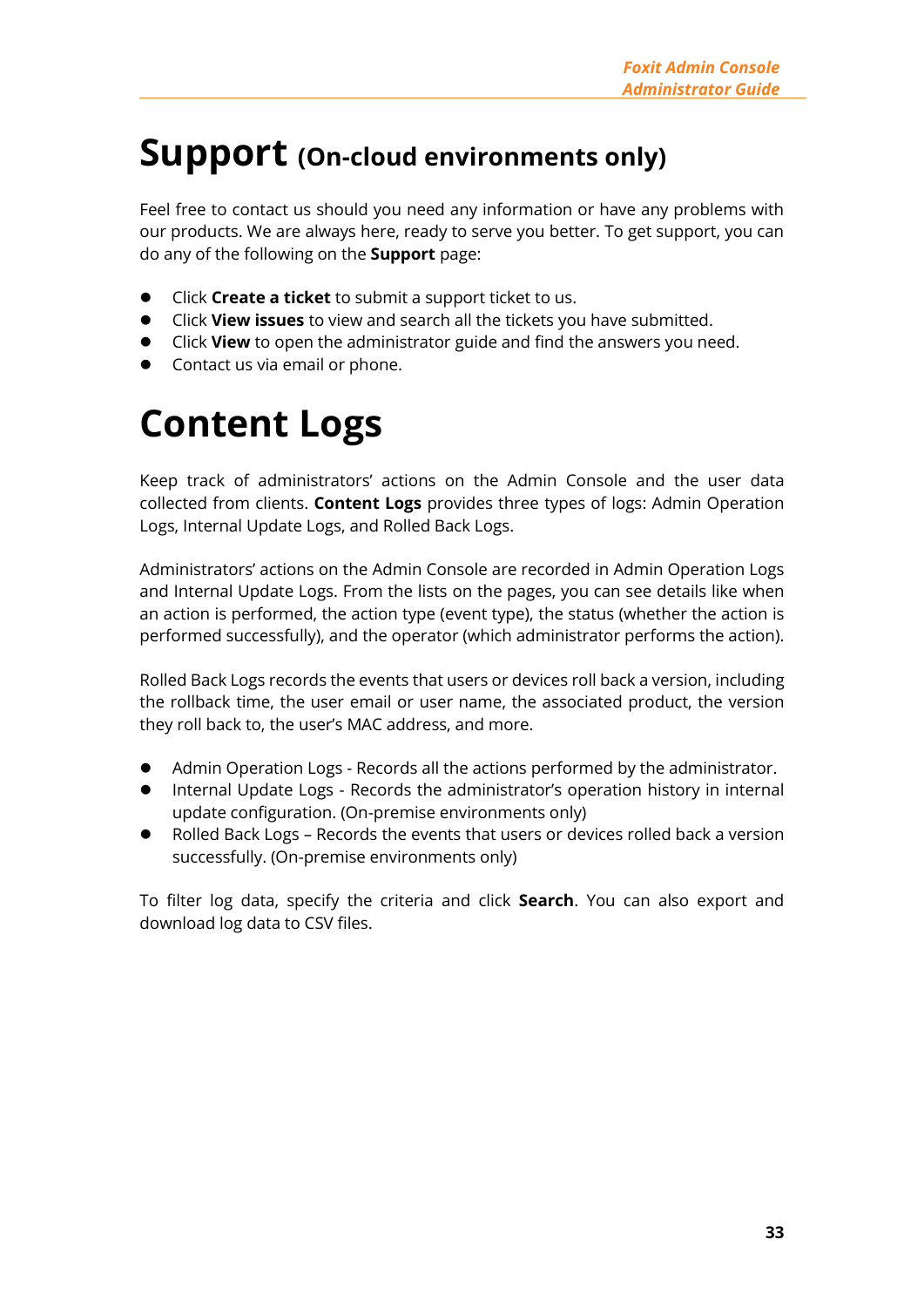# Support (On-cloud environments only)

Feel free to contact us should you need any information or have any problems with our products. We are always here, ready to serve you better. To get support, you can do any of the following on the **Support** page:

- Click **Create a ticket** to submit a support ticket to us.
- Click **View issues** to view and search all the tickets you have submitted.
- Click **View** to open the administrator guide and find the answers you need.
- Contact us via email or phone.

# Content Logs

Keep track of administrators' actions on the Admin Console and the user data collected from clients. **Content Logs** provides three types of logs: Admin Operation Logs, Internal Update Logs, and Rolled Back Logs.

Administrators' actions on the Admin Console are recorded in Admin Operation Logs and Internal Update Logs. From the lists on the pages, you can see details like when an action is performed, the action type (event type), the status (whether the action is performed successfully), and the operator (which administrator performs the action).

Rolled Back Logs records the events that users or devices roll back a version, including the rollback time, the user email or user name, the associated product, the version they roll back to, the user's MAC address, and more.

- Admin Operation Logs - Records all the actions performed by the administrator.
- Internal Update Logs - Records the administrator's operation history in internal update configuration. (On-premise environments only)
- Rolled Back Logs – Records the events that users or devices rolled back a version successfully. (On-premise environments only)

To filter log data, specify the criteria and click **Search**. You can also export and download log data to CSV files.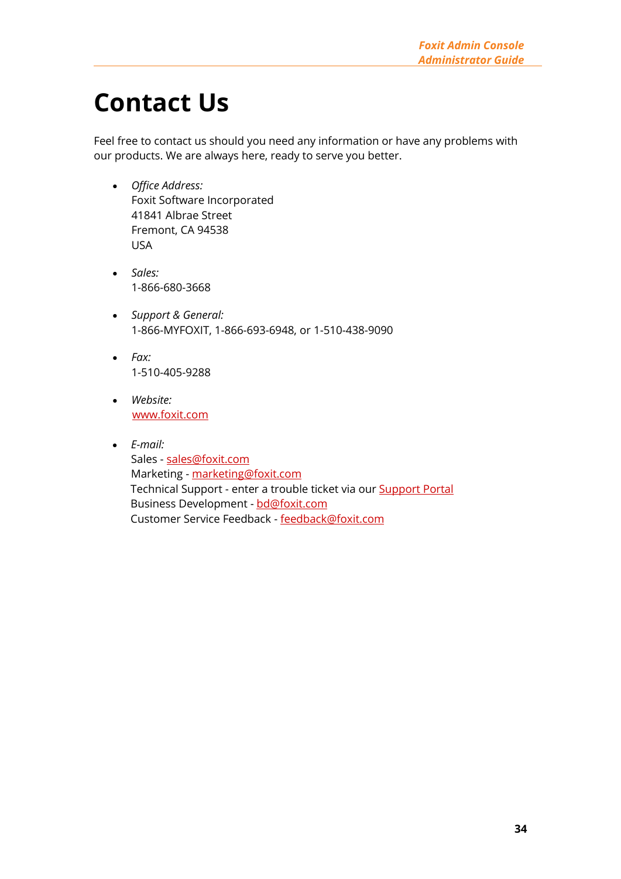# Contact Us

Feel free to contact us should you need any information or have any problems with our products. We are always here, ready to serve you better.

- *Office Address:*
  Foxit Software Incorporated
  41841 Albrae Street
  Fremont, CA 94538
  USA

- *Sales:*
  1-866-680-3668

- *Support & General:*
  1-866-MYFOXIT, 1-866-693-6948, or 1-510-438-9090

- *Fax:*
  1-510-405-9288

- *Website:*
  www.foxit.com

- *E-mail:*
  Sales - sales@foxit.com
  Marketing - marketing@foxit.com
  Technical Support - enter a trouble ticket via our Support Portal
  Business Development - bd@foxit.com
  Customer Service Feedback - feedback@foxit.com